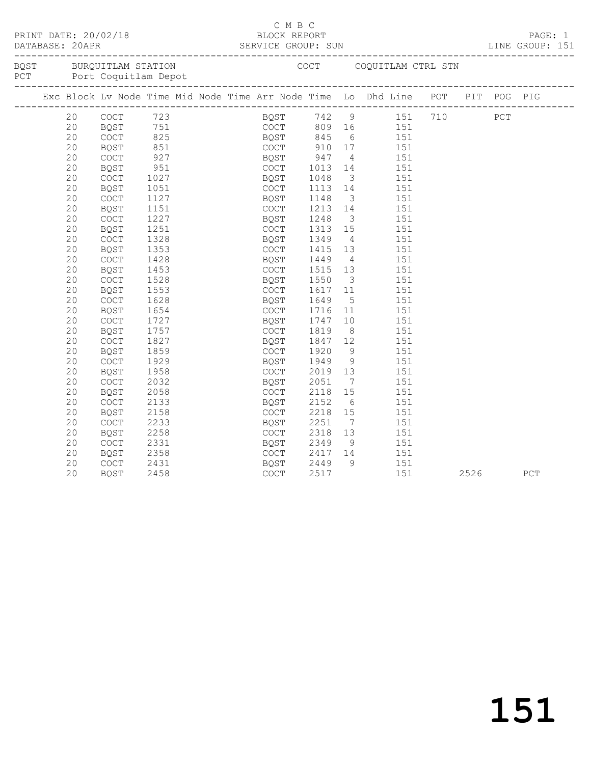C M B C

PRINT DATE: 20/02/18 BLOCK REPORT

DATABASE: 20APR SERVICE GROUP: SUN LINE GROUP: 151

BQST BURQUITLAM STATION COCT COQUITLAM CTRL STN
PCT Port Coquitlam Depot

| Exc | Block | Lv Node | Time | Mid Node | Time | Arr Node | Time | Lo | Dhd Line | POT | PIT | POG | PIG |
|---|---|---|---|---|---|---|---|---|---|---|---|---|---|
| | 20 | COCT | 723 | | | BQST | 742 | 9 | 151 | 710 | | PCT | |
| | 20 | BQST | 751 | | | COCT | 809 | 16 | 151 | | | | |
| | 20 | COCT | 825 | | | BQST | 845 | 6 | 151 | | | | |
| | 20 | BQST | 851 | | | COCT | 910 | 17 | 151 | | | | |
| | 20 | COCT | 927 | | | BQST | 947 | 4 | 151 | | | | |
| | 20 | BQST | 951 | | | COCT | 1013 | 14 | 151 | | | | |
| | 20 | COCT | 1027 | | | BQST | 1048 | 3 | 151 | | | | |
| | 20 | BQST | 1051 | | | COCT | 1113 | 14 | 151 | | | | |
| | 20 | COCT | 1127 | | | BQST | 1148 | 3 | 151 | | | | |
| | 20 | BQST | 1151 | | | COCT | 1213 | 14 | 151 | | | | |
| | 20 | COCT | 1227 | | | BQST | 1248 | 3 | 151 | | | | |
| | 20 | BQST | 1251 | | | COCT | 1313 | 15 | 151 | | | | |
| | 20 | COCT | 1328 | | | BQST | 1349 | 4 | 151 | | | | |
| | 20 | BQST | 1353 | | | COCT | 1415 | 13 | 151 | | | | |
| | 20 | COCT | 1428 | | | BQST | 1449 | 4 | 151 | | | | |
| | 20 | BQST | 1453 | | | COCT | 1515 | 13 | 151 | | | | |
| | 20 | COCT | 1528 | | | BQST | 1550 | 3 | 151 | | | | |
| | 20 | BQST | 1553 | | | COCT | 1617 | 11 | 151 | | | | |
| | 20 | COCT | 1628 | | | BQST | 1649 | 5 | 151 | | | | |
| | 20 | BQST | 1654 | | | COCT | 1716 | 11 | 151 | | | | |
| | 20 | COCT | 1727 | | | BQST | 1747 | 10 | 151 | | | | |
| | 20 | BQST | 1757 | | | COCT | 1819 | 8 | 151 | | | | |
| | 20 | COCT | 1827 | | | BQST | 1847 | 12 | 151 | | | | |
| | 20 | BQST | 1859 | | | COCT | 1920 | 9 | 151 | | | | |
| | 20 | COCT | 1929 | | | BQST | 1949 | 9 | 151 | | | | |
| | 20 | BQST | 1958 | | | COCT | 2019 | 13 | 151 | | | | |
| | 20 | COCT | 2032 | | | BQST | 2051 | 7 | 151 | | | | |
| | 20 | BQST | 2058 | | | COCT | 2118 | 15 | 151 | | | | |
| | 20 | COCT | 2133 | | | BQST | 2152 | 6 | 151 | | | | |
| | 20 | BQST | 2158 | | | COCT | 2218 | 15 | 151 | | | | |
| | 20 | COCT | 2233 | | | BQST | 2251 | 7 | 151 | | | | |
| | 20 | BQST | 2258 | | | COCT | 2318 | 13 | 151 | | | | |
| | 20 | COCT | 2331 | | | BQST | 2349 | 9 | 151 | | | | |
| | 20 | BQST | 2358 | | | COCT | 2417 | 14 | 151 | | | | |
| | 20 | COCT | 2431 | | | BQST | 2449 | 9 | 151 | | | | |
| | 20 | BQST | 2458 | | | COCT | 2517 | | 151 | | 2526 | | PCT |

151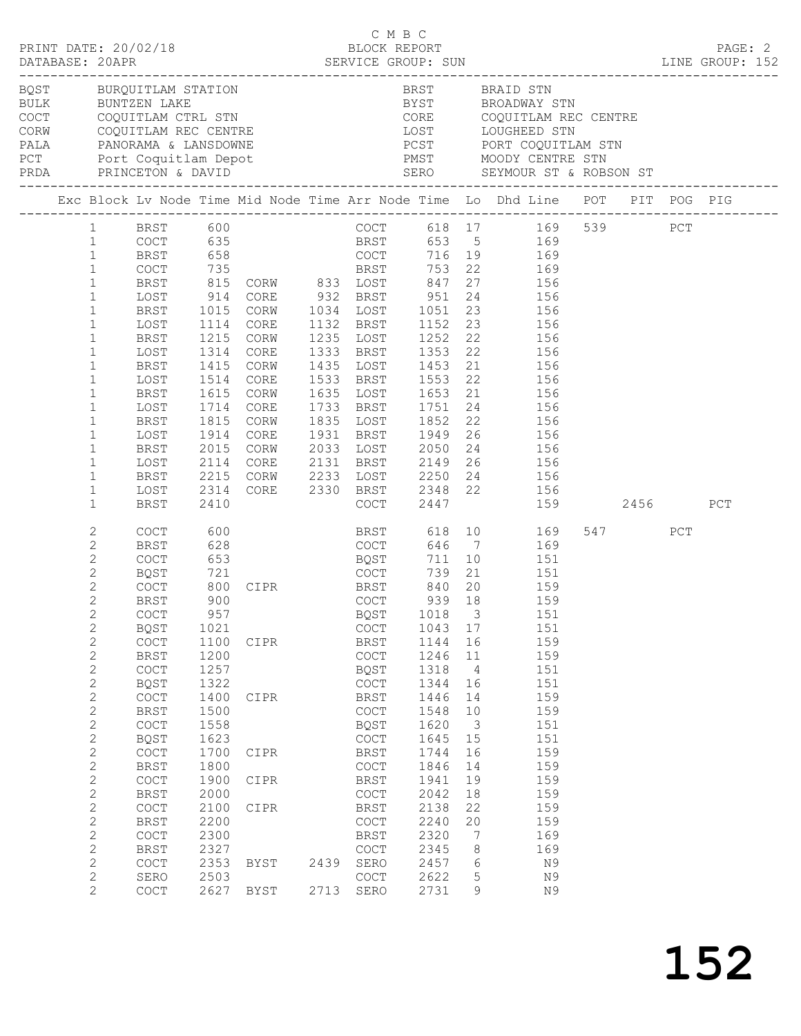C M B C

PRINT DATE: 20/02/18 BLOCK REPORT

DATABASE: 20APR SERVICE GROUP: SUN LINE GROUP: 152

| Code | Name | Code | Name |
|---|---|---|---|
| BQST | BURQUITLAM STATION | BRST | BRAID STN |
| BULK | BUNTZEN LAKE | BYST | BROADWAY STN |
| COCT | COQUITLAM CTRL STN | CORE | COQUITLAM REC CENTRE |
| CORW | COQUITLAM REC CENTRE | LOST | LOUGHEED STN |
| PALA | PANORAMA & LANSDOWNE | PCST | PORT COQUITLAM STN |
| PCT | Port Coquitlam Depot | PMST | MOODY CENTRE STN |
| PRDA | PRINCETON & DAVID | SERO | SEYMOUR ST & ROBSON ST |

| Exc | Block | Lv Node | Time | Mid Node | Time | Arr Node | Time | Lo | Dhd Line | POT | PIT | POG | PIG |
|---|---|---|---|---|---|---|---|---|---|---|---|---|---|
| | 1 | BRST | 600 | | | COCT | 618 | 17 | 169 | 539 | | PCT | |
| | 1 | COCT | 635 | | | BRST | 653 | 5 | 169 | | | | |
| | 1 | BRST | 658 | | | COCT | 716 | 19 | 169 | | | | |
| | 1 | COCT | 735 | | | BRST | 753 | 22 | 169 | | | | |
| | 1 | BRST | 815 | CORW | 833 | LOST | 847 | 27 | 156 | | | | |
| | 1 | LOST | 914 | CORE | 932 | BRST | 951 | 24 | 156 | | | | |
| | 1 | BRST | 1015 | CORW | 1034 | LOST | 1051 | 23 | 156 | | | | |
| | 1 | LOST | 1114 | CORE | 1132 | BRST | 1152 | 23 | 156 | | | | |
| | 1 | BRST | 1215 | CORW | 1235 | LOST | 1252 | 22 | 156 | | | | |
| | 1 | LOST | 1314 | CORE | 1333 | BRST | 1353 | 22 | 156 | | | | |
| | 1 | BRST | 1415 | CORW | 1435 | LOST | 1453 | 21 | 156 | | | | |
| | 1 | LOST | 1514 | CORE | 1533 | BRST | 1553 | 22 | 156 | | | | |
| | 1 | BRST | 1615 | CORW | 1635 | LOST | 1653 | 21 | 156 | | | | |
| | 1 | LOST | 1714 | CORE | 1733 | BRST | 1751 | 24 | 156 | | | | |
| | 1 | BRST | 1815 | CORW | 1835 | LOST | 1852 | 22 | 156 | | | | |
| | 1 | LOST | 1914 | CORE | 1931 | BRST | 1949 | 26 | 156 | | | | |
| | 1 | BRST | 2015 | CORW | 2033 | LOST | 2050 | 24 | 156 | | | | |
| | 1 | LOST | 2114 | CORE | 2131 | BRST | 2149 | 26 | 156 | | | | |
| | 1 | BRST | 2215 | CORW | 2233 | LOST | 2250 | 24 | 156 | | | | |
| | 1 | LOST | 2314 | CORE | 2330 | BRST | 2348 | 22 | 156 | | | | |
| | 1 | BRST | 2410 | | | COCT | 2447 | | 159 | | 2456 | | PCT |
| | 2 | COCT | 600 | | | BRST | 618 | 10 | 169 | 547 | | PCT | |
| | 2 | BRST | 628 | | | COCT | 646 | 7 | 169 | | | | |
| | 2 | COCT | 653 | | | BQST | 711 | 10 | 151 | | | | |
| | 2 | BQST | 721 | | | COCT | 739 | 21 | 151 | | | | |
| | 2 | COCT | 800 | CIPR | | BRST | 840 | 20 | 159 | | | | |
| | 2 | BRST | 900 | | | COCT | 939 | 18 | 159 | | | | |
| | 2 | COCT | 957 | | | BQST | 1018 | 3 | 151 | | | | |
| | 2 | BQST | 1021 | | | COCT | 1043 | 17 | 151 | | | | |
| | 2 | COCT | 1100 | CIPR | | BRST | 1144 | 16 | 159 | | | | |
| | 2 | BRST | 1200 | | | COCT | 1246 | 11 | 159 | | | | |
| | 2 | COCT | 1257 | | | BQST | 1318 | 4 | 151 | | | | |
| | 2 | BQST | 1322 | | | COCT | 1344 | 16 | 151 | | | | |
| | 2 | COCT | 1400 | CIPR | | BRST | 1446 | 14 | 159 | | | | |
| | 2 | BRST | 1500 | | | COCT | 1548 | 10 | 159 | | | | |
| | 2 | COCT | 1558 | | | BQST | 1620 | 3 | 151 | | | | |
| | 2 | BQST | 1623 | | | COCT | 1645 | 15 | 151 | | | | |
| | 2 | COCT | 1700 | CIPR | | BRST | 1744 | 16 | 159 | | | | |
| | 2 | BRST | 1800 | | | COCT | 1846 | 14 | 159 | | | | |
| | 2 | COCT | 1900 | CIPR | | BRST | 1941 | 19 | 159 | | | | |
| | 2 | BRST | 2000 | | | COCT | 2042 | 18 | 159 | | | | |
| | 2 | COCT | 2100 | CIPR | | BRST | 2138 | 22 | 159 | | | | |
| | 2 | BRST | 2200 | | | COCT | 2240 | 20 | 159 | | | | |
| | 2 | COCT | 2300 | | | BRST | 2320 | 7 | 169 | | | | |
| | 2 | BRST | 2327 | | | COCT | 2345 | 8 | 169 | | | | |
| | 2 | COCT | 2353 | BYST | 2439 | SERO | 2457 | 6 | N9 | | | | |
| | 2 | SERO | 2503 | | | COCT | 2622 | 5 | N9 | | | | |
| | 2 | COCT | 2627 | BYST | 2713 | SERO | 2731 | 9 | N9 | | | | |

152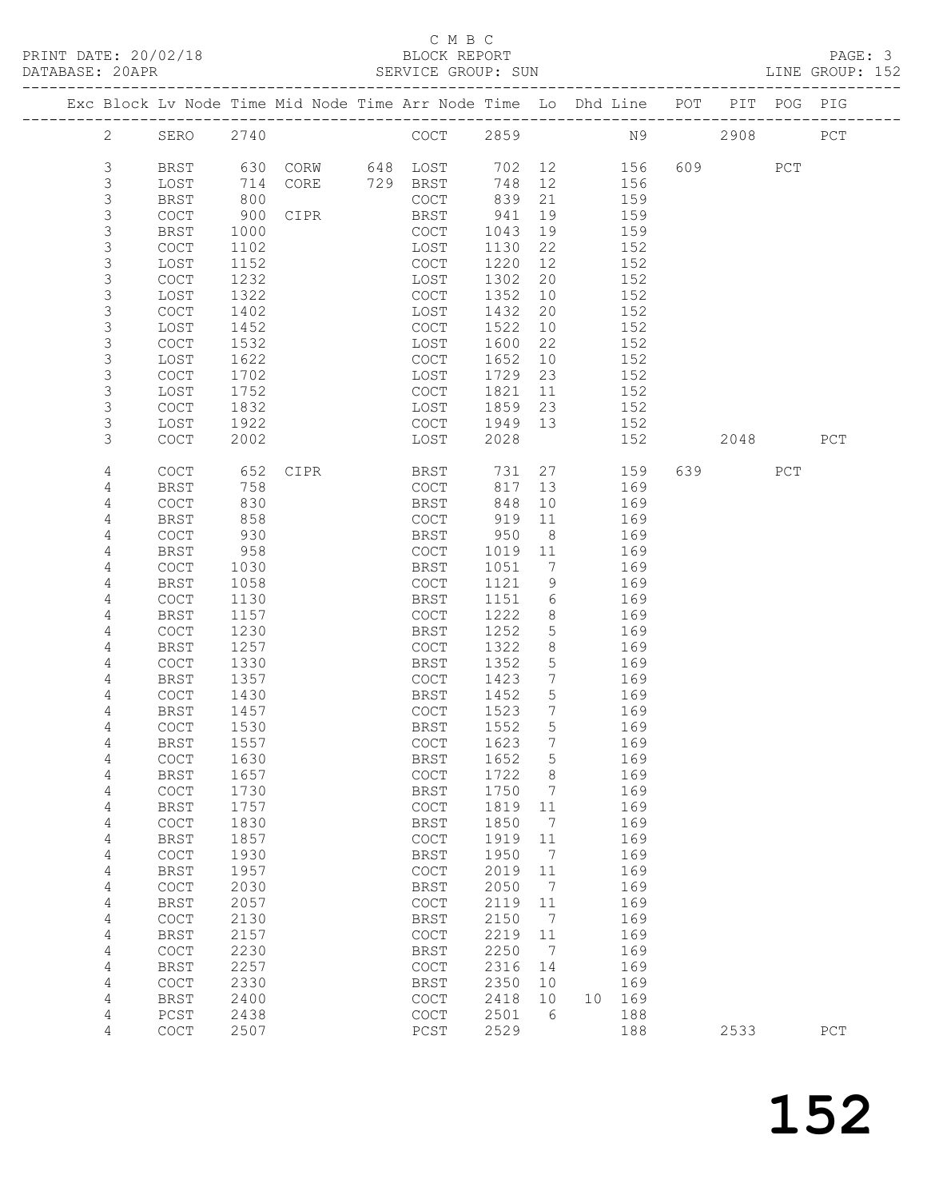C M B C
PRINT DATE: 20/02/18 BLOCK REPORT
DATABASE: 20APR SERVICE GROUP: SUN LINE GROUP: 152

| Exc | Block | Lv | Node | Time | Mid Node | Time | Arr Node | Time | Lo | Dhd | Line | POT | PIT | POG | PIG |
|---|---|---|---|---|---|---|---|---|---|---|---|---|---|---|---|
| | 2 | | SERO | 2740 | | | COCT | 2859 | | | N9 | | 2908 | | PCT |
| | 3 | | BRST | 630 | CORW | 648 | LOST | 702 | 12 | | 156 | 609 | | PCT | |
| | 3 | | LOST | 714 | CORE | 729 | BRST | 748 | 12 | | 156 | | | | |
| | 3 | | BRST | 800 | | | COCT | 839 | 21 | | 159 | | | | |
| | 3 | | COCT | 900 | CIPR | | BRST | 941 | 19 | | 159 | | | | |
| | 3 | | BRST | 1000 | | | COCT | 1043 | 19 | | 159 | | | | |
| | 3 | | COCT | 1102 | | | LOST | 1130 | 22 | | 152 | | | | |
| | 3 | | LOST | 1152 | | | COCT | 1220 | 12 | | 152 | | | | |
| | 3 | | COCT | 1232 | | | LOST | 1302 | 20 | | 152 | | | | |
| | 3 | | LOST | 1322 | | | COCT | 1352 | 10 | | 152 | | | | |
| | 3 | | COCT | 1402 | | | LOST | 1432 | 20 | | 152 | | | | |
| | 3 | | LOST | 1452 | | | COCT | 1522 | 10 | | 152 | | | | |
| | 3 | | COCT | 1532 | | | LOST | 1600 | 22 | | 152 | | | | |
| | 3 | | LOST | 1622 | | | COCT | 1652 | 10 | | 152 | | | | |
| | 3 | | COCT | 1702 | | | LOST | 1729 | 23 | | 152 | | | | |
| | 3 | | LOST | 1752 | | | COCT | 1821 | 11 | | 152 | | | | |
| | 3 | | COCT | 1832 | | | LOST | 1859 | 23 | | 152 | | | | |
| | 3 | | LOST | 1922 | | | COCT | 1949 | 13 | | 152 | | | | |
| | 3 | | COCT | 2002 | | | LOST | 2028 | | | 152 | | 2048 | | PCT |
| | 4 | | COCT | 652 | CIPR | | BRST | 731 | 27 | | 159 | 639 | | PCT | |
| | 4 | | BRST | 758 | | | COCT | 817 | 13 | | 169 | | | | |
| | 4 | | COCT | 830 | | | BRST | 848 | 10 | | 169 | | | | |
| | 4 | | BRST | 858 | | | COCT | 919 | 11 | | 169 | | | | |
| | 4 | | COCT | 930 | | | BRST | 950 | 8 | | 169 | | | | |
| | 4 | | BRST | 958 | | | COCT | 1019 | 11 | | 169 | | | | |
| | 4 | | COCT | 1030 | | | BRST | 1051 | 7 | | 169 | | | | |
| | 4 | | BRST | 1058 | | | COCT | 1121 | 9 | | 169 | | | | |
| | 4 | | COCT | 1130 | | | BRST | 1151 | 6 | | 169 | | | | |
| | 4 | | BRST | 1157 | | | COCT | 1222 | 8 | | 169 | | | | |
| | 4 | | COCT | 1230 | | | BRST | 1252 | 5 | | 169 | | | | |
| | 4 | | BRST | 1257 | | | COCT | 1322 | 8 | | 169 | | | | |
| | 4 | | COCT | 1330 | | | BRST | 1352 | 5 | | 169 | | | | |
| | 4 | | BRST | 1357 | | | COCT | 1423 | 7 | | 169 | | | | |
| | 4 | | COCT | 1430 | | | BRST | 1452 | 5 | | 169 | | | | |
| | 4 | | BRST | 1457 | | | COCT | 1523 | 7 | | 169 | | | | |
| | 4 | | COCT | 1530 | | | BRST | 1552 | 5 | | 169 | | | | |
| | 4 | | BRST | 1557 | | | COCT | 1623 | 7 | | 169 | | | | |
| | 4 | | COCT | 1630 | | | BRST | 1652 | 5 | | 169 | | | | |
| | 4 | | BRST | 1657 | | | COCT | 1722 | 8 | | 169 | | | | |
| | 4 | | COCT | 1730 | | | BRST | 1750 | 7 | | 169 | | | | |
| | 4 | | BRST | 1757 | | | COCT | 1819 | 11 | | 169 | | | | |
| | 4 | | COCT | 1830 | | | BRST | 1850 | 7 | | 169 | | | | |
| | 4 | | BRST | 1857 | | | COCT | 1919 | 11 | | 169 | | | | |
| | 4 | | COCT | 1930 | | | BRST | 1950 | 7 | | 169 | | | | |
| | 4 | | BRST | 1957 | | | COCT | 2019 | 11 | | 169 | | | | |
| | 4 | | COCT | 2030 | | | BRST | 2050 | 7 | | 169 | | | | |
| | 4 | | BRST | 2057 | | | COCT | 2119 | 11 | | 169 | | | | |
| | 4 | | COCT | 2130 | | | BRST | 2150 | 7 | | 169 | | | | |
| | 4 | | BRST | 2157 | | | COCT | 2219 | 11 | | 169 | | | | |
| | 4 | | COCT | 2230 | | | BRST | 2250 | 7 | | 169 | | | | |
| | 4 | | BRST | 2257 | | | COCT | 2316 | 14 | | 169 | | | | |
| | 4 | | COCT | 2330 | | | BRST | 2350 | 10 | | 169 | | | | |
| | 4 | | BRST | 2400 | | | COCT | 2418 | 10 | 10 | 169 | | | | |
| | 4 | | PCST | 2438 | | | COCT | 2501 | 6 | | 188 | | | | |
| | 4 | | COCT | 2507 | | | PCST | 2529 | | | 188 | | 2533 | | PCT |

152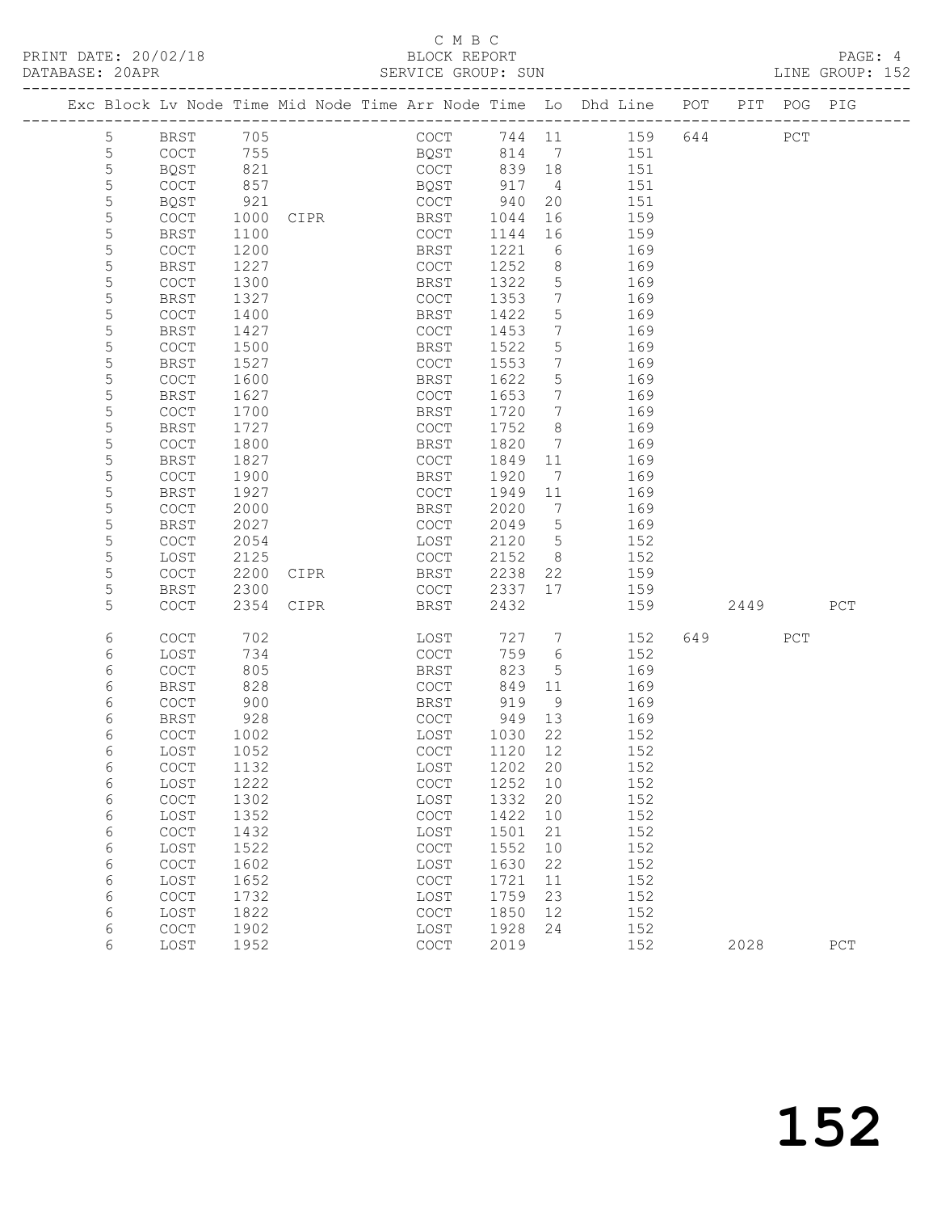C M B C

PRINT DATE: 20/02/18 BLOCK REPORT

DATABASE: 20APR SERVICE GROUP: SUN LINE GROUP: 152

| Exc | Block | Lv | Node | Time | Mid Node | Time | Arr Node | Time | Lo | Dhd Line | POT | PIT | POG | PIG |
|---|---|---|---|---|---|---|---|---|---|---|---|---|---|---|
| | 5 | | BRST | 705 | | | COCT | 744 | 11 | 159 | 644 | | PCT | |
| | 5 | | COCT | 755 | | | BQST | 814 | 7 | 151 | | | | |
| | 5 | | BQST | 821 | | | COCT | 839 | 18 | 151 | | | | |
| | 5 | | COCT | 857 | | | BQST | 917 | 4 | 151 | | | | |
| | 5 | | BQST | 921 | | | COCT | 940 | 20 | 151 | | | | |
| | 5 | | COCT | 1000 | CIPR | | BRST | 1044 | 16 | 159 | | | | |
| | 5 | | BRST | 1100 | | | COCT | 1144 | 16 | 159 | | | | |
| | 5 | | COCT | 1200 | | | BRST | 1221 | 6 | 169 | | | | |
| | 5 | | BRST | 1227 | | | COCT | 1252 | 8 | 169 | | | | |
| | 5 | | COCT | 1300 | | | BRST | 1322 | 5 | 169 | | | | |
| | 5 | | BRST | 1327 | | | COCT | 1353 | 7 | 169 | | | | |
| | 5 | | COCT | 1400 | | | BRST | 1422 | 5 | 169 | | | | |
| | 5 | | BRST | 1427 | | | COCT | 1453 | 7 | 169 | | | | |
| | 5 | | COCT | 1500 | | | BRST | 1522 | 5 | 169 | | | | |
| | 5 | | BRST | 1527 | | | COCT | 1553 | 7 | 169 | | | | |
| | 5 | | COCT | 1600 | | | BRST | 1622 | 5 | 169 | | | | |
| | 5 | | BRST | 1627 | | | COCT | 1653 | 7 | 169 | | | | |
| | 5 | | COCT | 1700 | | | BRST | 1720 | 7 | 169 | | | | |
| | 5 | | BRST | 1727 | | | COCT | 1752 | 8 | 169 | | | | |
| | 5 | | COCT | 1800 | | | BRST | 1820 | 7 | 169 | | | | |
| | 5 | | BRST | 1827 | | | COCT | 1849 | 11 | 169 | | | | |
| | 5 | | COCT | 1900 | | | BRST | 1920 | 7 | 169 | | | | |
| | 5 | | BRST | 1927 | | | COCT | 1949 | 11 | 169 | | | | |
| | 5 | | COCT | 2000 | | | BRST | 2020 | 7 | 169 | | | | |
| | 5 | | BRST | 2027 | | | COCT | 2049 | 5 | 169 | | | | |
| | 5 | | COCT | 2054 | | | LOST | 2120 | 5 | 152 | | | | |
| | 5 | | LOST | 2125 | | | COCT | 2152 | 8 | 152 | | | | |
| | 5 | | COCT | 2200 | CIPR | | BRST | 2238 | 22 | 159 | | | | |
| | 5 | | BRST | 2300 | | | COCT | 2337 | 17 | 159 | | | | |
| | 5 | | COCT | 2354 | CIPR | | BRST | 2432 | | 159 | | 2449 | | PCT |
| | 6 | | COCT | 702 | | | LOST | 727 | 7 | 152 | 649 | | PCT | |
| | 6 | | LOST | 734 | | | COCT | 759 | 6 | 152 | | | | |
| | 6 | | COCT | 805 | | | BRST | 823 | 5 | 169 | | | | |
| | 6 | | BRST | 828 | | | COCT | 849 | 11 | 169 | | | | |
| | 6 | | COCT | 900 | | | BRST | 919 | 9 | 169 | | | | |
| | 6 | | BRST | 928 | | | COCT | 949 | 13 | 169 | | | | |
| | 6 | | COCT | 1002 | | | LOST | 1030 | 22 | 152 | | | | |
| | 6 | | LOST | 1052 | | | COCT | 1120 | 12 | 152 | | | | |
| | 6 | | COCT | 1132 | | | LOST | 1202 | 20 | 152 | | | | |
| | 6 | | LOST | 1222 | | | COCT | 1252 | 10 | 152 | | | | |
| | 6 | | COCT | 1302 | | | LOST | 1332 | 20 | 152 | | | | |
| | 6 | | LOST | 1352 | | | COCT | 1422 | 10 | 152 | | | | |
| | 6 | | COCT | 1432 | | | LOST | 1501 | 21 | 152 | | | | |
| | 6 | | LOST | 1522 | | | COCT | 1552 | 10 | 152 | | | | |
| | 6 | | COCT | 1602 | | | LOST | 1630 | 22 | 152 | | | | |
| | 6 | | LOST | 1652 | | | COCT | 1721 | 11 | 152 | | | | |
| | 6 | | COCT | 1732 | | | LOST | 1759 | 23 | 152 | | | | |
| | 6 | | LOST | 1822 | | | COCT | 1850 | 12 | 152 | | | | |
| | 6 | | COCT | 1902 | | | LOST | 1928 | 24 | 152 | | | | |
| | 6 | | LOST | 1952 | | | COCT | 2019 | | 152 | | 2028 | | PCT |

152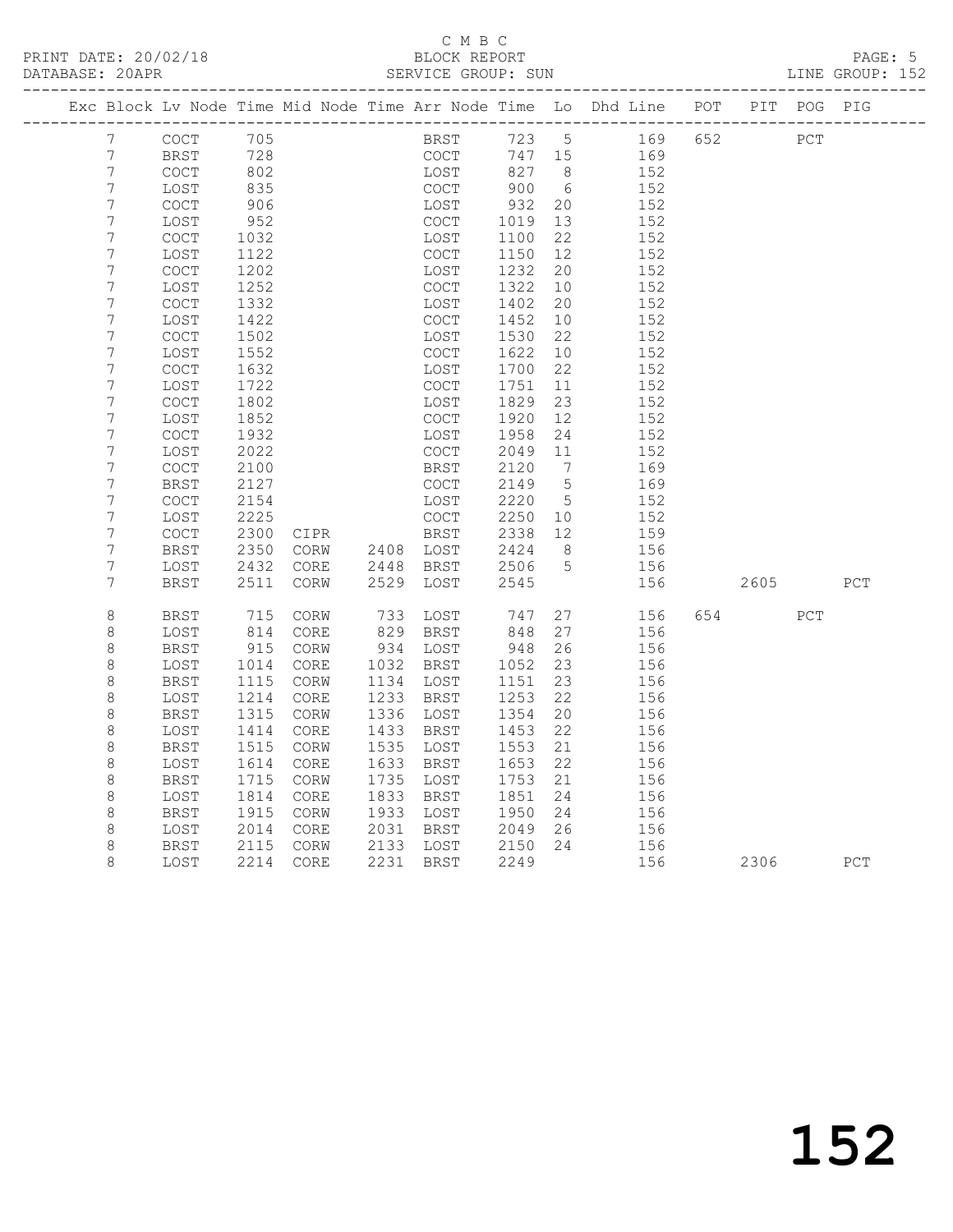C M B C

PRINT DATE: 20/02/18 BLOCK REPORT
DATABASE: 20APR SERVICE GROUP: SUN LINE GROUP: 152

| Exc | Block | Lv | Node | Time | Mid Node | Time | Arr Node | Time | Lo | Dhd Line | POT | PIT | POG | PIG |
|---|---|---|---|---|---|---|---|---|---|---|---|---|---|---|
| | 7 | | COCT | 705 | | | BRST | 723 | 5 | 169 | 652 | | PCT | |
| | 7 | | BRST | 728 | | | COCT | 747 | 15 | 169 | | | | |
| | 7 | | COCT | 802 | | | LOST | 827 | 8 | 152 | | | | |
| | 7 | | LOST | 835 | | | COCT | 900 | 6 | 152 | | | | |
| | 7 | | COCT | 906 | | | LOST | 932 | 20 | 152 | | | | |
| | 7 | | LOST | 952 | | | COCT | 1019 | 13 | 152 | | | | |
| | 7 | | COCT | 1032 | | | LOST | 1100 | 22 | 152 | | | | |
| | 7 | | LOST | 1122 | | | COCT | 1150 | 12 | 152 | | | | |
| | 7 | | COCT | 1202 | | | LOST | 1232 | 20 | 152 | | | | |
| | 7 | | LOST | 1252 | | | COCT | 1322 | 10 | 152 | | | | |
| | 7 | | COCT | 1332 | | | LOST | 1402 | 20 | 152 | | | | |
| | 7 | | LOST | 1422 | | | COCT | 1452 | 10 | 152 | | | | |
| | 7 | | COCT | 1502 | | | LOST | 1530 | 22 | 152 | | | | |
| | 7 | | LOST | 1552 | | | COCT | 1622 | 10 | 152 | | | | |
| | 7 | | COCT | 1632 | | | LOST | 1700 | 22 | 152 | | | | |
| | 7 | | LOST | 1722 | | | COCT | 1751 | 11 | 152 | | | | |
| | 7 | | COCT | 1802 | | | LOST | 1829 | 23 | 152 | | | | |
| | 7 | | LOST | 1852 | | | COCT | 1920 | 12 | 152 | | | | |
| | 7 | | COCT | 1932 | | | LOST | 1958 | 24 | 152 | | | | |
| | 7 | | LOST | 2022 | | | COCT | 2049 | 11 | 152 | | | | |
| | 7 | | COCT | 2100 | | | BRST | 2120 | 7 | 169 | | | | |
| | 7 | | BRST | 2127 | | | COCT | 2149 | 5 | 169 | | | | |
| | 7 | | COCT | 2154 | | | LOST | 2220 | 5 | 152 | | | | |
| | 7 | | LOST | 2225 | | | COCT | 2250 | 10 | 152 | | | | |
| | 7 | | COCT | 2300 | CIPR | | BRST | 2338 | 12 | 159 | | | | |
| | 7 | | BRST | 2350 | CORW | 2408 | LOST | 2424 | 8 | 156 | | | | |
| | 7 | | LOST | 2432 | CORE | 2448 | BRST | 2506 | 5 | 156 | | | | |
| | 7 | | BRST | 2511 | CORW | 2529 | LOST | 2545 | | 156 | | 2605 | | PCT |
| | 8 | | BRST | 715 | CORW | 733 | LOST | 747 | 27 | 156 | 654 | | PCT | |
| | 8 | | LOST | 814 | CORE | 829 | BRST | 848 | 27 | 156 | | | | |
| | 8 | | BRST | 915 | CORW | 934 | LOST | 948 | 26 | 156 | | | | |
| | 8 | | LOST | 1014 | CORE | 1032 | BRST | 1052 | 23 | 156 | | | | |
| | 8 | | BRST | 1115 | CORW | 1134 | LOST | 1151 | 23 | 156 | | | | |
| | 8 | | LOST | 1214 | CORE | 1233 | BRST | 1253 | 22 | 156 | | | | |
| | 8 | | BRST | 1315 | CORW | 1336 | LOST | 1354 | 20 | 156 | | | | |
| | 8 | | LOST | 1414 | CORE | 1433 | BRST | 1453 | 22 | 156 | | | | |
| | 8 | | BRST | 1515 | CORW | 1535 | LOST | 1553 | 21 | 156 | | | | |
| | 8 | | LOST | 1614 | CORE | 1633 | BRST | 1653 | 22 | 156 | | | | |
| | 8 | | BRST | 1715 | CORW | 1735 | LOST | 1753 | 21 | 156 | | | | |
| | 8 | | LOST | 1814 | CORE | 1833 | BRST | 1851 | 24 | 156 | | | | |
| | 8 | | BRST | 1915 | CORW | 1933 | LOST | 1950 | 24 | 156 | | | | |
| | 8 | | LOST | 2014 | CORE | 2031 | BRST | 2049 | 26 | 156 | | | | |
| | 8 | | BRST | 2115 | CORW | 2133 | LOST | 2150 | 24 | 156 | | | | |
| | 8 | | LOST | 2214 | CORE | 2231 | BRST | 2249 | | 156 | | 2306 | | PCT |

152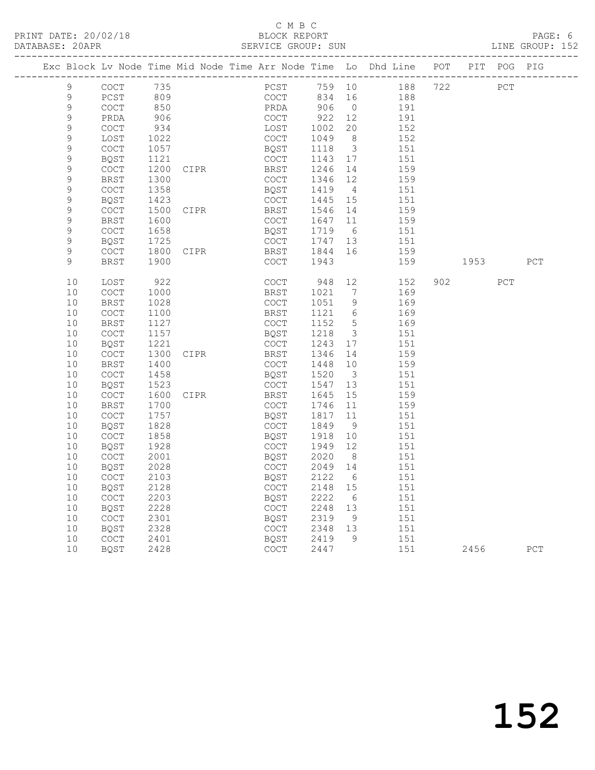C M B C

BLOCK REPORT

SERVICE GROUP: SUN

LINE GROUP: 152

| Exc | Block | Lv | Node | Time | Mid Node | Time | Arr Node | Time | Lo | Dhd Line | POT | PIT | POG | PIG |
|---|---|---|---|---|---|---|---|---|---|---|---|---|---|---|
| | 9 | | COCT | 735 | | | PCST | 759 | 10 | 188 | 722 | | PCT | |
| | 9 | | PCST | 809 | | | COCT | 834 | 16 | 188 | | | | |
| | 9 | | COCT | 850 | | | PRDA | 906 | 0 | 191 | | | | |
| | 9 | | PRDA | 906 | | | COCT | 922 | 12 | 191 | | | | |
| | 9 | | COCT | 934 | | | LOST | 1002 | 20 | 152 | | | | |
| | 9 | | LOST | 1022 | | | COCT | 1049 | 8 | 152 | | | | |
| | 9 | | COCT | 1057 | | | BQST | 1118 | 3 | 151 | | | | |
| | 9 | | BQST | 1121 | | | COCT | 1143 | 17 | 151 | | | | |
| | 9 | | COCT | 1200 | CIPR | | BRST | 1246 | 14 | 159 | | | | |
| | 9 | | BRST | 1300 | | | COCT | 1346 | 12 | 159 | | | | |
| | 9 | | COCT | 1358 | | | BQST | 1419 | 4 | 151 | | | | |
| | 9 | | BQST | 1423 | | | COCT | 1445 | 15 | 151 | | | | |
| | 9 | | COCT | 1500 | CIPR | | BRST | 1546 | 14 | 159 | | | | |
| | 9 | | BRST | 1600 | | | COCT | 1647 | 11 | 159 | | | | |
| | 9 | | COCT | 1658 | | | BQST | 1719 | 6 | 151 | | | | |
| | 9 | | BQST | 1725 | | | COCT | 1747 | 13 | 151 | | | | |
| | 9 | | COCT | 1800 | CIPR | | BRST | 1844 | 16 | 159 | | | | |
| | 9 | | BRST | 1900 | | | COCT | 1943 | | 159 | | 1953 | | PCT |
| | 10 | | LOST | 922 | | | COCT | 948 | 12 | 152 | 902 | | PCT | |
| | 10 | | COCT | 1000 | | | BRST | 1021 | 7 | 169 | | | | |
| | 10 | | BRST | 1028 | | | COCT | 1051 | 9 | 169 | | | | |
| | 10 | | COCT | 1100 | | | BRST | 1121 | 6 | 169 | | | | |
| | 10 | | BRST | 1127 | | | COCT | 1152 | 5 | 169 | | | | |
| | 10 | | COCT | 1157 | | | BQST | 1218 | 3 | 151 | | | | |
| | 10 | | BQST | 1221 | | | COCT | 1243 | 17 | 151 | | | | |
| | 10 | | COCT | 1300 | CIPR | | BRST | 1346 | 14 | 159 | | | | |
| | 10 | | BRST | 1400 | | | COCT | 1448 | 10 | 159 | | | | |
| | 10 | | COCT | 1458 | | | BQST | 1520 | 3 | 151 | | | | |
| | 10 | | BQST | 1523 | | | COCT | 1547 | 13 | 151 | | | | |
| | 10 | | COCT | 1600 | CIPR | | BRST | 1645 | 15 | 159 | | | | |
| | 10 | | BRST | 1700 | | | COCT | 1746 | 11 | 159 | | | | |
| | 10 | | COCT | 1757 | | | BQST | 1817 | 11 | 151 | | | | |
| | 10 | | BQST | 1828 | | | COCT | 1849 | 9 | 151 | | | | |
| | 10 | | COCT | 1858 | | | BQST | 1918 | 10 | 151 | | | | |
| | 10 | | BQST | 1928 | | | COCT | 1949 | 12 | 151 | | | | |
| | 10 | | COCT | 2001 | | | BQST | 2020 | 8 | 151 | | | | |
| | 10 | | BQST | 2028 | | | COCT | 2049 | 14 | 151 | | | | |
| | 10 | | COCT | 2103 | | | BQST | 2122 | 6 | 151 | | | | |
| | 10 | | BQST | 2128 | | | COCT | 2148 | 15 | 151 | | | | |
| | 10 | | COCT | 2203 | | | BQST | 2222 | 6 | 151 | | | | |
| | 10 | | BQST | 2228 | | | COCT | 2248 | 13 | 151 | | | | |
| | 10 | | COCT | 2301 | | | BQST | 2319 | 9 | 151 | | | | |
| | 10 | | BQST | 2328 | | | COCT | 2348 | 13 | 151 | | | | |
| | 10 | | COCT | 2401 | | | BQST | 2419 | 9 | 151 | | | | |
| | 10 | | BQST | 2428 | | | COCT | 2447 | | 151 | | 2456 | | PCT |

152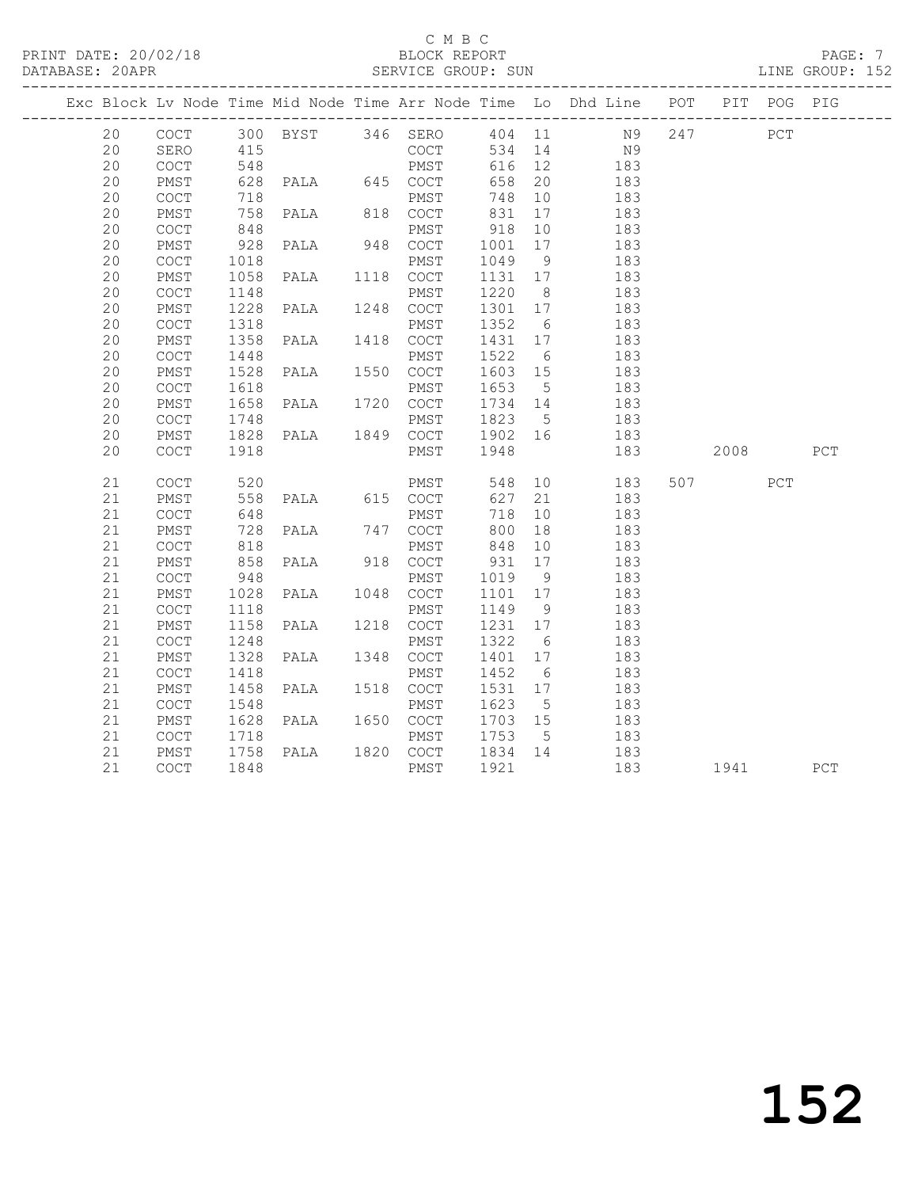C M B C

BLOCK REPORT

PRINT DATE: 20/02/18 DATABASE: 20APR SERVICE GROUP: SUN LINE GROUP: 152

| Exc | Block | Lv | Node | Time | Mid Node | Time | Arr Node | Time | Lo | Dhd Line | POT | PIT | POG | PIG |
|---|---|---|---|---|---|---|---|---|---|---|---|---|---|---|
| | 20 | | COCT | 300 | BYST | 346 | SERO | 404 | 11 | N9 | 247 | | PCT | |
| | 20 | | SERO | 415 | | | COCT | 534 | 14 | N9 | | | | |
| | 20 | | COCT | 548 | | | PMST | 616 | 12 | 183 | | | | |
| | 20 | | PMST | 628 | PALA | 645 | COCT | 658 | 20 | 183 | | | | |
| | 20 | | COCT | 718 | | | PMST | 748 | 10 | 183 | | | | |
| | 20 | | PMST | 758 | PALA | 818 | COCT | 831 | 17 | 183 | | | | |
| | 20 | | COCT | 848 | | | PMST | 918 | 10 | 183 | | | | |
| | 20 | | PMST | 928 | PALA | 948 | COCT | 1001 | 17 | 183 | | | | |
| | 20 | | COCT | 1018 | | | PMST | 1049 | 9 | 183 | | | | |
| | 20 | | PMST | 1058 | PALA | 1118 | COCT | 1131 | 17 | 183 | | | | |
| | 20 | | COCT | 1148 | | | PMST | 1220 | 8 | 183 | | | | |
| | 20 | | PMST | 1228 | PALA | 1248 | COCT | 1301 | 17 | 183 | | | | |
| | 20 | | COCT | 1318 | | | PMST | 1352 | 6 | 183 | | | | |
| | 20 | | PMST | 1358 | PALA | 1418 | COCT | 1431 | 17 | 183 | | | | |
| | 20 | | COCT | 1448 | | | PMST | 1522 | 6 | 183 | | | | |
| | 20 | | PMST | 1528 | PALA | 1550 | COCT | 1603 | 15 | 183 | | | | |
| | 20 | | COCT | 1618 | | | PMST | 1653 | 5 | 183 | | | | |
| | 20 | | PMST | 1658 | PALA | 1720 | COCT | 1734 | 14 | 183 | | | | |
| | 20 | | COCT | 1748 | | | PMST | 1823 | 5 | 183 | | | | |
| | 20 | | PMST | 1828 | PALA | 1849 | COCT | 1902 | 16 | 183 | | | | |
| | 20 | | COCT | 1918 | | | PMST | 1948 | | 183 | | 2008 | | PCT |
| | 21 | | COCT | 520 | | | PMST | 548 | 10 | 183 | 507 | | PCT | |
| | 21 | | PMST | 558 | PALA | 615 | COCT | 627 | 21 | 183 | | | | |
| | 21 | | COCT | 648 | | | PMST | 718 | 10 | 183 | | | | |
| | 21 | | PMST | 728 | PALA | 747 | COCT | 800 | 18 | 183 | | | | |
| | 21 | | COCT | 818 | | | PMST | 848 | 10 | 183 | | | | |
| | 21 | | PMST | 858 | PALA | 918 | COCT | 931 | 17 | 183 | | | | |
| | 21 | | COCT | 948 | | | PMST | 1019 | 9 | 183 | | | | |
| | 21 | | PMST | 1028 | PALA | 1048 | COCT | 1101 | 17 | 183 | | | | |
| | 21 | | COCT | 1118 | | | PMST | 1149 | 9 | 183 | | | | |
| | 21 | | PMST | 1158 | PALA | 1218 | COCT | 1231 | 17 | 183 | | | | |
| | 21 | | COCT | 1248 | | | PMST | 1322 | 6 | 183 | | | | |
| | 21 | | PMST | 1328 | PALA | 1348 | COCT | 1401 | 17 | 183 | | | | |
| | 21 | | COCT | 1418 | | | PMST | 1452 | 6 | 183 | | | | |
| | 21 | | PMST | 1458 | PALA | 1518 | COCT | 1531 | 17 | 183 | | | | |
| | 21 | | COCT | 1548 | | | PMST | 1623 | 5 | 183 | | | | |
| | 21 | | PMST | 1628 | PALA | 1650 | COCT | 1703 | 15 | 183 | | | | |
| | 21 | | COCT | 1718 | | | PMST | 1753 | 5 | 183 | | | | |
| | 21 | | PMST | 1758 | PALA | 1820 | COCT | 1834 | 14 | 183 | | | | |
| | 21 | | COCT | 1848 | | | PMST | 1921 | | 183 | | 1941 | | PCT |

152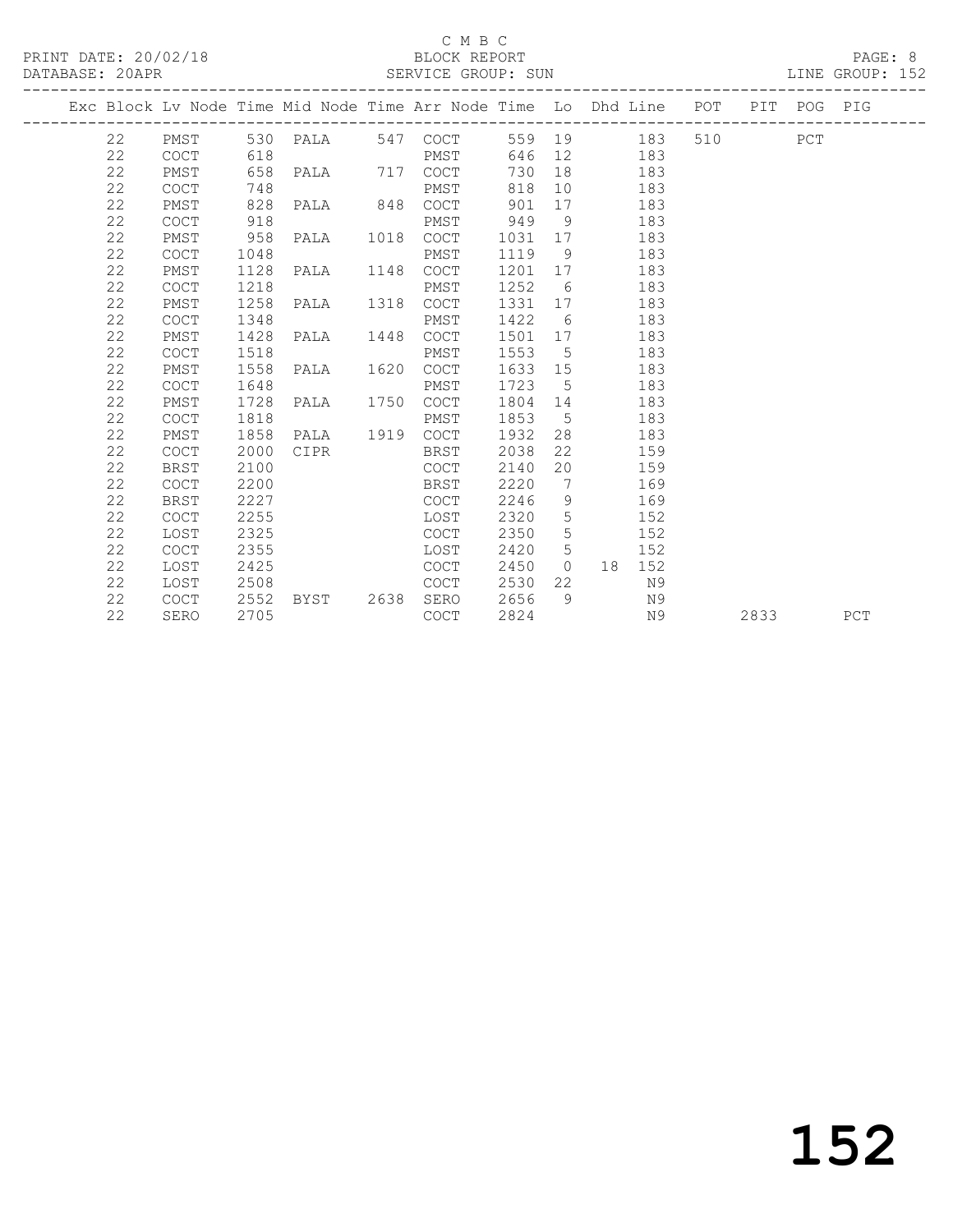C M B C

PRINT DATE: 20/02/18 BLOCK REPORT

DATABASE: 20APR SERVICE GROUP: SUN LINE GROUP: 152

| Exc | Block | Lv | Node | Time | Mid Node | Time | Arr Node | Time | Lo | Dhd | Line | POT | PIT | POG | PIG |
|---|---|---|---|---|---|---|---|---|---|---|---|---|---|---|---|
| | 22 | | PMST | 530 | PALA | 547 | COCT | 559 | 19 | | 183 | 510 | | PCT | |
| | 22 | | COCT | 618 | | | PMST | 646 | 12 | | 183 | | | | |
| | 22 | | PMST | 658 | PALA | 717 | COCT | 730 | 18 | | 183 | | | | |
| | 22 | | COCT | 748 | | | PMST | 818 | 10 | | 183 | | | | |
| | 22 | | PMST | 828 | PALA | 848 | COCT | 901 | 17 | | 183 | | | | |
| | 22 | | COCT | 918 | | | PMST | 949 | 9 | | 183 | | | | |
| | 22 | | PMST | 958 | PALA | 1018 | COCT | 1031 | 17 | | 183 | | | | |
| | 22 | | COCT | 1048 | | | PMST | 1119 | 9 | | 183 | | | | |
| | 22 | | PMST | 1128 | PALA | 1148 | COCT | 1201 | 17 | | 183 | | | | |
| | 22 | | COCT | 1218 | | | PMST | 1252 | 6 | | 183 | | | | |
| | 22 | | PMST | 1258 | PALA | 1318 | COCT | 1331 | 17 | | 183 | | | | |
| | 22 | | COCT | 1348 | | | PMST | 1422 | 6 | | 183 | | | | |
| | 22 | | PMST | 1428 | PALA | 1448 | COCT | 1501 | 17 | | 183 | | | | |
| | 22 | | COCT | 1518 | | | PMST | 1553 | 5 | | 183 | | | | |
| | 22 | | PMST | 1558 | PALA | 1620 | COCT | 1633 | 15 | | 183 | | | | |
| | 22 | | COCT | 1648 | | | PMST | 1723 | 5 | | 183 | | | | |
| | 22 | | PMST | 1728 | PALA | 1750 | COCT | 1804 | 14 | | 183 | | | | |
| | 22 | | COCT | 1818 | | | PMST | 1853 | 5 | | 183 | | | | |
| | 22 | | PMST | 1858 | PALA | 1919 | COCT | 1932 | 28 | | 183 | | | | |
| | 22 | | COCT | 2000 | CIPR | | BRST | 2038 | 22 | | 159 | | | | |
| | 22 | | BRST | 2100 | | | COCT | 2140 | 20 | | 159 | | | | |
| | 22 | | COCT | 2200 | | | BRST | 2220 | 7 | | 169 | | | | |
| | 22 | | BRST | 2227 | | | COCT | 2246 | 9 | | 169 | | | | |
| | 22 | | COCT | 2255 | | | LOST | 2320 | 5 | | 152 | | | | |
| | 22 | | LOST | 2325 | | | COCT | 2350 | 5 | | 152 | | | | |
| | 22 | | COCT | 2355 | | | LOST | 2420 | 5 | | 152 | | | | |
| | 22 | | LOST | 2425 | | | COCT | 2450 | 0 | 18 | 152 | | | | |
| | 22 | | LOST | 2508 | | | COCT | 2530 | 22 | | N9 | | | | |
| | 22 | | COCT | 2552 | BYST | 2638 | SERO | 2656 | 9 | | N9 | | | | |
| | 22 | | SERO | 2705 | | | COCT | 2824 | | | N9 | | 2833 | | PCT |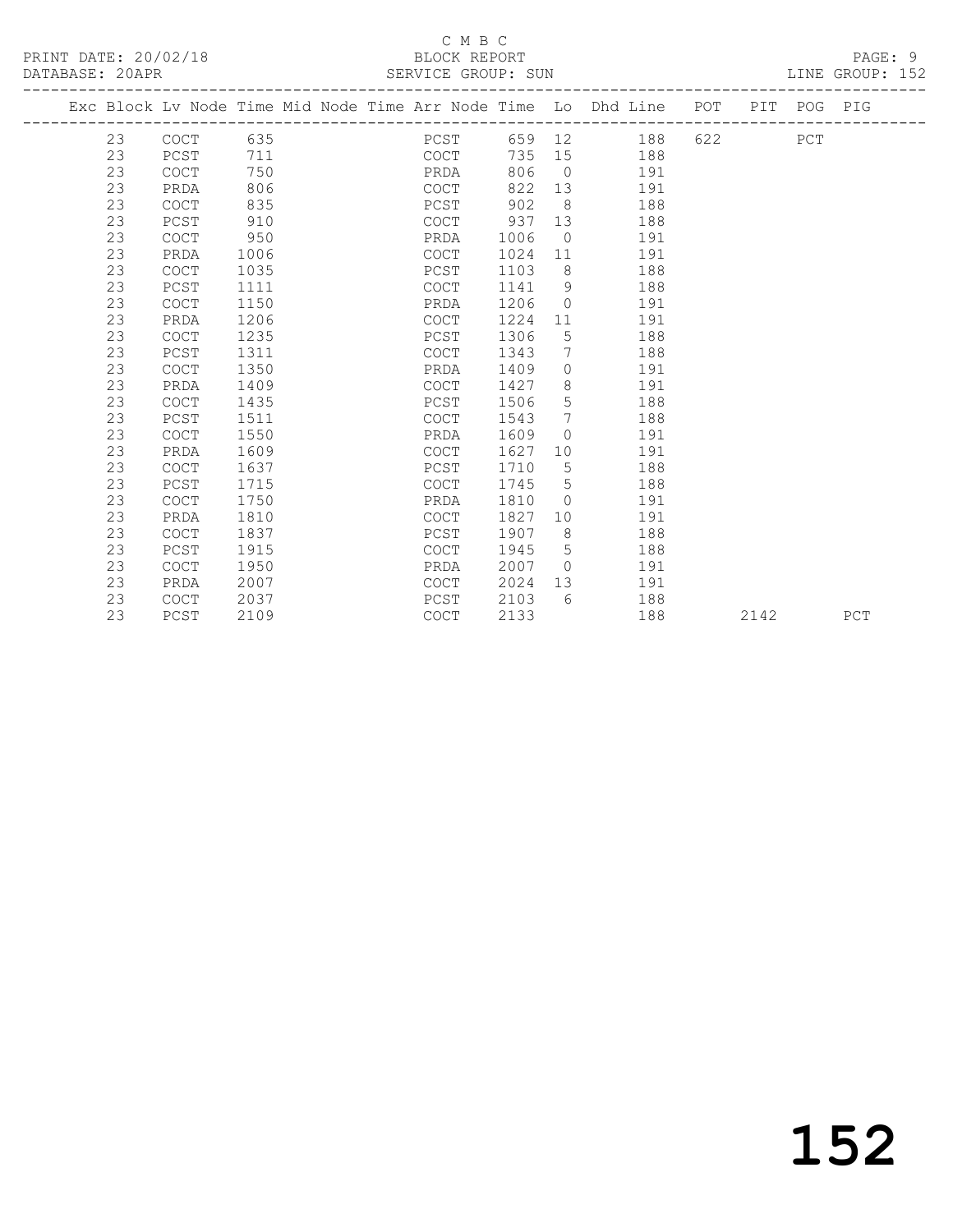C M B C

PRINT DATE: 20/02/18 BLOCK REPORT

DATABASE: 20APR SERVICE GROUP: SUN LINE GROUP: 152

| Exc | Block | Lv | Node | Time | Mid | Node | Time | Arr | Node | Time | Lo | Dhd | Line | POT | PIT | POG | PIG |
|---|---|---|---|---|---|---|---|---|---|---|---|---|---|---|---|---|---|
| | 23 | | COCT | 635 | | | | | PCST | 659 | 12 | | 188 | 622 | | PCT | |
| | 23 | | PCST | 711 | | | | | COCT | 735 | 15 | | 188 | | | | |
| | 23 | | COCT | 750 | | | | | PRDA | 806 | 0 | | 191 | | | | |
| | 23 | | PRDA | 806 | | | | | COCT | 822 | 13 | | 191 | | | | |
| | 23 | | COCT | 835 | | | | | PCST | 902 | 8 | | 188 | | | | |
| | 23 | | PCST | 910 | | | | | COCT | 937 | 13 | | 188 | | | | |
| | 23 | | COCT | 950 | | | | | PRDA | 1006 | 0 | | 191 | | | | |
| | 23 | | PRDA | 1006 | | | | | COCT | 1024 | 11 | | 191 | | | | |
| | 23 | | COCT | 1035 | | | | | PCST | 1103 | 8 | | 188 | | | | |
| | 23 | | PCST | 1111 | | | | | COCT | 1141 | 9 | | 188 | | | | |
| | 23 | | COCT | 1150 | | | | | PRDA | 1206 | 0 | | 191 | | | | |
| | 23 | | PRDA | 1206 | | | | | COCT | 1224 | 11 | | 191 | | | | |
| | 23 | | COCT | 1235 | | | | | PCST | 1306 | 5 | | 188 | | | | |
| | 23 | | PCST | 1311 | | | | | COCT | 1343 | 7 | | 188 | | | | |
| | 23 | | COCT | 1350 | | | | | PRDA | 1409 | 0 | | 191 | | | | |
| | 23 | | PRDA | 1409 | | | | | COCT | 1427 | 8 | | 191 | | | | |
| | 23 | | COCT | 1435 | | | | | PCST | 1506 | 5 | | 188 | | | | |
| | 23 | | PCST | 1511 | | | | | COCT | 1543 | 7 | | 188 | | | | |
| | 23 | | COCT | 1550 | | | | | PRDA | 1609 | 0 | | 191 | | | | |
| | 23 | | PRDA | 1609 | | | | | COCT | 1627 | 10 | | 191 | | | | |
| | 23 | | COCT | 1637 | | | | | PCST | 1710 | 5 | | 188 | | | | |
| | 23 | | PCST | 1715 | | | | | COCT | 1745 | 5 | | 188 | | | | |
| | 23 | | COCT | 1750 | | | | | PRDA | 1810 | 0 | | 191 | | | | |
| | 23 | | PRDA | 1810 | | | | | COCT | 1827 | 10 | | 191 | | | | |
| | 23 | | COCT | 1837 | | | | | PCST | 1907 | 8 | | 188 | | | | |
| | 23 | | PCST | 1915 | | | | | COCT | 1945 | 5 | | 188 | | | | |
| | 23 | | COCT | 1950 | | | | | PRDA | 2007 | 0 | | 191 | | | | |
| | 23 | | PRDA | 2007 | | | | | COCT | 2024 | 13 | | 191 | | | | |
| | 23 | | COCT | 2037 | | | | | PCST | 2103 | 6 | | 188 | | | | |
| | 23 | | PCST | 2109 | | | | | COCT | 2133 | | | 188 | | 2142 | | PCT |

# 152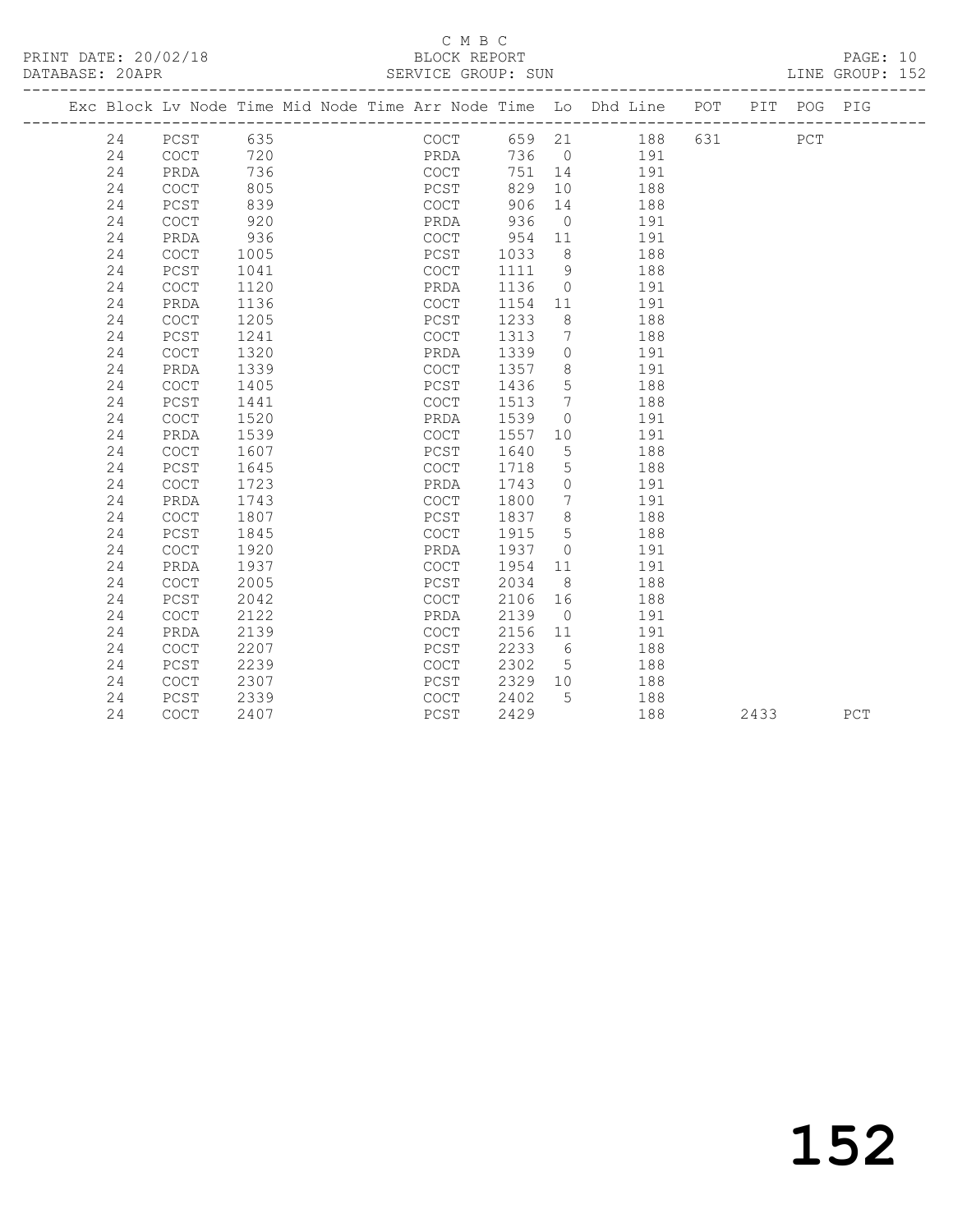C M B C
PRINT DATE: 20/02/18 BLOCK REPORT
DATABASE: 20APR SERVICE GROUP: SUN LINE GROUP: 152

| Exc | Block | Lv | Node | Time | Mid | Node | Time | Arr | Node | Time | Lo | Dhd | Line | POT | PIT | POG | PIG |
|---|---|---|---|---|---|---|---|---|---|---|---|---|---|---|---|---|---|
| | 24 | | PCST | 635 | | | | | COCT | 659 | 21 | | 188 | 631 | | PCT | |
| | 24 | | COCT | 720 | | | | | PRDA | 736 | 0 | | 191 | | | | |
| | 24 | | PRDA | 736 | | | | | COCT | 751 | 14 | | 191 | | | | |
| | 24 | | COCT | 805 | | | | | PCST | 829 | 10 | | 188 | | | | |
| | 24 | | PCST | 839 | | | | | COCT | 906 | 14 | | 188 | | | | |
| | 24 | | COCT | 920 | | | | | PRDA | 936 | 0 | | 191 | | | | |
| | 24 | | PRDA | 936 | | | | | COCT | 954 | 11 | | 191 | | | | |
| | 24 | | COCT | 1005 | | | | | PCST | 1033 | 8 | | 188 | | | | |
| | 24 | | PCST | 1041 | | | | | COCT | 1111 | 9 | | 188 | | | | |
| | 24 | | COCT | 1120 | | | | | PRDA | 1136 | 0 | | 191 | | | | |
| | 24 | | PRDA | 1136 | | | | | COCT | 1154 | 11 | | 191 | | | | |
| | 24 | | COCT | 1205 | | | | | PCST | 1233 | 8 | | 188 | | | | |
| | 24 | | PCST | 1241 | | | | | COCT | 1313 | 7 | | 188 | | | | |
| | 24 | | COCT | 1320 | | | | | PRDA | 1339 | 0 | | 191 | | | | |
| | 24 | | PRDA | 1339 | | | | | COCT | 1357 | 8 | | 191 | | | | |
| | 24 | | COCT | 1405 | | | | | PCST | 1436 | 5 | | 188 | | | | |
| | 24 | | PCST | 1441 | | | | | COCT | 1513 | 7 | | 188 | | | | |
| | 24 | | COCT | 1520 | | | | | PRDA | 1539 | 0 | | 191 | | | | |
| | 24 | | PRDA | 1539 | | | | | COCT | 1557 | 10 | | 191 | | | | |
| | 24 | | COCT | 1607 | | | | | PCST | 1640 | 5 | | 188 | | | | |
| | 24 | | PCST | 1645 | | | | | COCT | 1718 | 5 | | 188 | | | | |
| | 24 | | COCT | 1723 | | | | | PRDA | 1743 | 0 | | 191 | | | | |
| | 24 | | PRDA | 1743 | | | | | COCT | 1800 | 7 | | 191 | | | | |
| | 24 | | COCT | 1807 | | | | | PCST | 1837 | 8 | | 188 | | | | |
| | 24 | | PCST | 1845 | | | | | COCT | 1915 | 5 | | 188 | | | | |
| | 24 | | COCT | 1920 | | | | | PRDA | 1937 | 0 | | 191 | | | | |
| | 24 | | PRDA | 1937 | | | | | COCT | 1954 | 11 | | 191 | | | | |
| | 24 | | COCT | 2005 | | | | | PCST | 2034 | 8 | | 188 | | | | |
| | 24 | | PCST | 2042 | | | | | COCT | 2106 | 16 | | 188 | | | | |
| | 24 | | COCT | 2122 | | | | | PRDA | 2139 | 0 | | 191 | | | | |
| | 24 | | PRDA | 2139 | | | | | COCT | 2156 | 11 | | 191 | | | | |
| | 24 | | COCT | 2207 | | | | | PCST | 2233 | 6 | | 188 | | | | |
| | 24 | | PCST | 2239 | | | | | COCT | 2302 | 5 | | 188 | | | | |
| | 24 | | COCT | 2307 | | | | | PCST | 2329 | 10 | | 188 | | | | |
| | 24 | | PCST | 2339 | | | | | COCT | 2402 | 5 | | 188 | | | | |
| | 24 | | COCT | 2407 | | | | | PCST | 2429 | | | 188 | | 2433 | | PCT |

152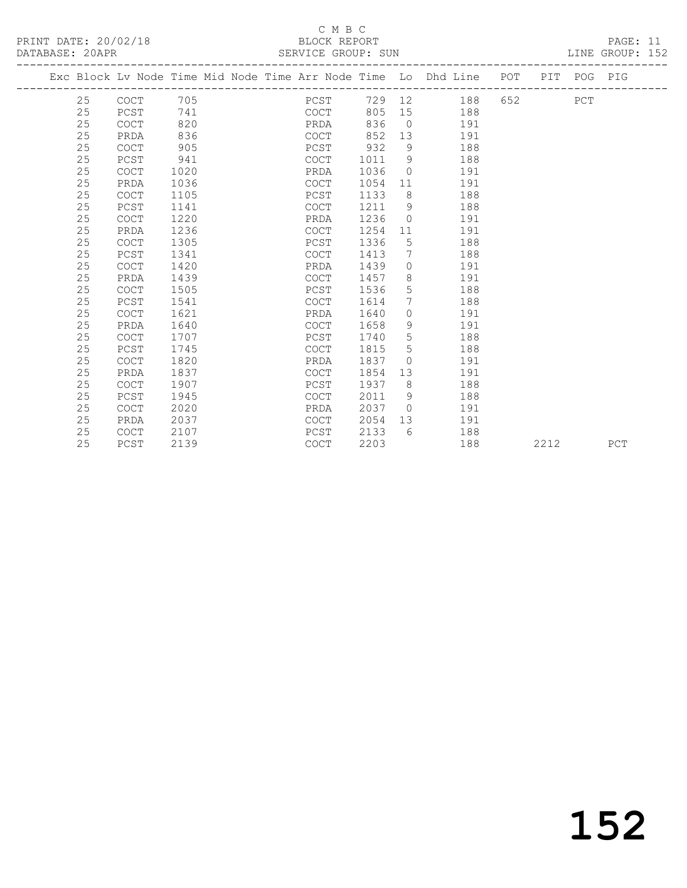C M B C

BLOCK REPORT

PRINT DATE: 20/02/18

DATABASE: 20APR

SERVICE GROUP: SUN

LINE GROUP: 152

| Exc | Block | Lv | Node | Time | Mid | Node | Time | Arr | Node | Time | Lo | Dhd | Line | POT | PIT | POG | PIG |
|---|---|---|---|---|---|---|---|---|---|---|---|---|---|---|---|---|---|
| | 25 | | COCT | 705 | | | | | PCST | 729 | 12 | | 188 | 652 | | PCT | |
| | 25 | | PCST | 741 | | | | | COCT | 805 | 15 | | 188 | | | | |
| | 25 | | COCT | 820 | | | | | PRDA | 836 | 0 | | 191 | | | | |
| | 25 | | PRDA | 836 | | | | | COCT | 852 | 13 | | 191 | | | | |
| | 25 | | COCT | 905 | | | | | PCST | 932 | 9 | | 188 | | | | |
| | 25 | | PCST | 941 | | | | | COCT | 1011 | 9 | | 188 | | | | |
| | 25 | | COCT | 1020 | | | | | PRDA | 1036 | 0 | | 191 | | | | |
| | 25 | | PRDA | 1036 | | | | | COCT | 1054 | 11 | | 191 | | | | |
| | 25 | | COCT | 1105 | | | | | PCST | 1133 | 8 | | 188 | | | | |
| | 25 | | PCST | 1141 | | | | | COCT | 1211 | 9 | | 188 | | | | |
| | 25 | | COCT | 1220 | | | | | PRDA | 1236 | 0 | | 191 | | | | |
| | 25 | | PRDA | 1236 | | | | | COCT | 1254 | 11 | | 191 | | | | |
| | 25 | | COCT | 1305 | | | | | PCST | 1336 | 5 | | 188 | | | | |
| | 25 | | PCST | 1341 | | | | | COCT | 1413 | 7 | | 188 | | | | |
| | 25 | | COCT | 1420 | | | | | PRDA | 1439 | 0 | | 191 | | | | |
| | 25 | | PRDA | 1439 | | | | | COCT | 1457 | 8 | | 191 | | | | |
| | 25 | | COCT | 1505 | | | | | PCST | 1536 | 5 | | 188 | | | | |
| | 25 | | PCST | 1541 | | | | | COCT | 1614 | 7 | | 188 | | | | |
| | 25 | | COCT | 1621 | | | | | PRDA | 1640 | 0 | | 191 | | | | |
| | 25 | | PRDA | 1640 | | | | | COCT | 1658 | 9 | | 191 | | | | |
| | 25 | | COCT | 1707 | | | | | PCST | 1740 | 5 | | 188 | | | | |
| | 25 | | PCST | 1745 | | | | | COCT | 1815 | 5 | | 188 | | | | |
| | 25 | | COCT | 1820 | | | | | PRDA | 1837 | 0 | | 191 | | | | |
| | 25 | | PRDA | 1837 | | | | | COCT | 1854 | 13 | | 191 | | | | |
| | 25 | | COCT | 1907 | | | | | PCST | 1937 | 8 | | 188 | | | | |
| | 25 | | PCST | 1945 | | | | | COCT | 2011 | 9 | | 188 | | | | |
| | 25 | | COCT | 2020 | | | | | PRDA | 2037 | 0 | | 191 | | | | |
| | 25 | | PRDA | 2037 | | | | | COCT | 2054 | 13 | | 191 | | | | |
| | 25 | | COCT | 2107 | | | | | PCST | 2133 | 6 | | 188 | | | | |
| | 25 | | PCST | 2139 | | | | | COCT | 2203 | | | 188 | | 2212 | | PCT |

152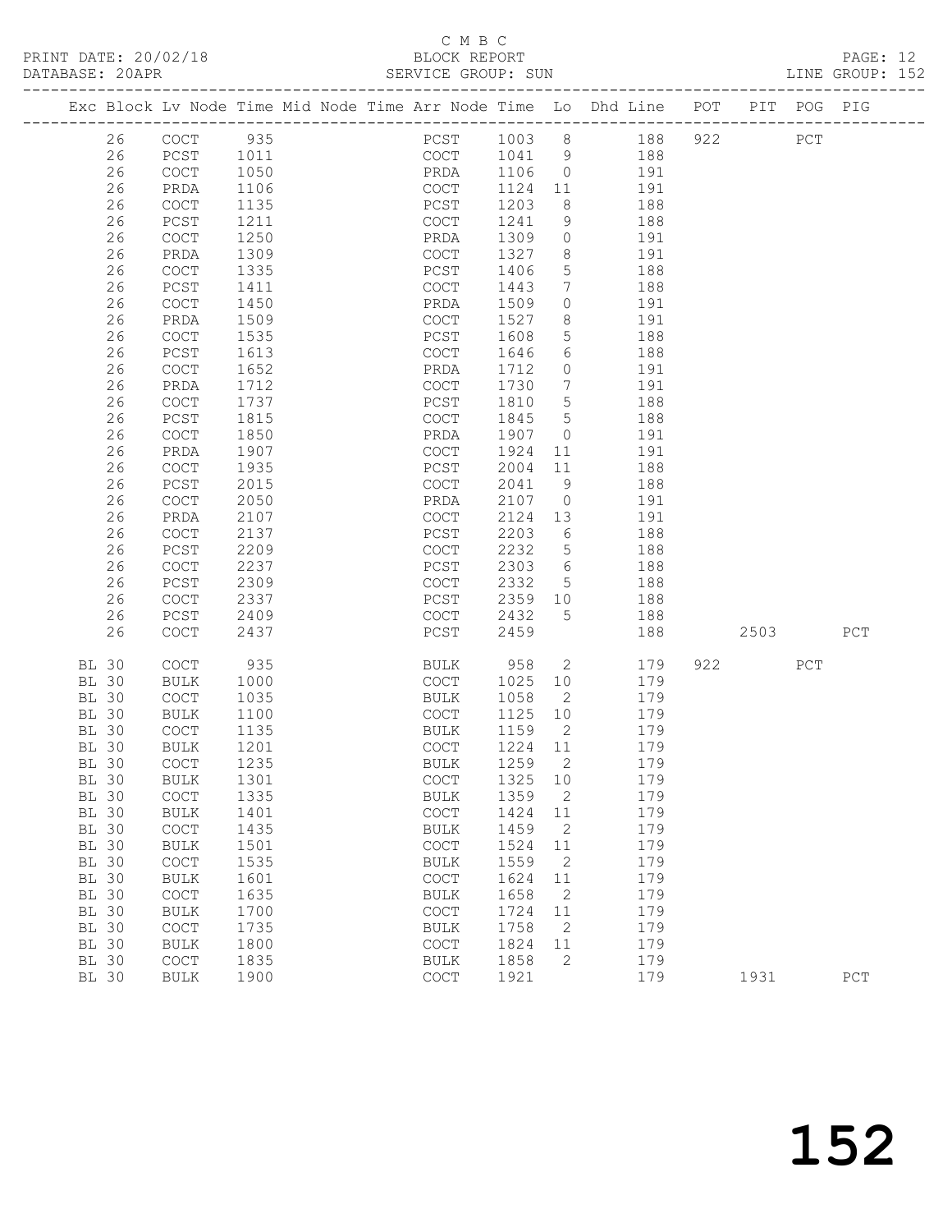C M B C

BLOCK REPORT

SERVICE GROUP: SUN

PRINT DATE: 20/02/18

DATABASE: 20APR

LINE GROUP: 152

| Exc | Block | Lv | Node | Time | Mid | Node | Time | Arr | Node | Time | Lo | Dhd | Line | POT | PIT | POG | PIG |
|---|---|---|---|---|---|---|---|---|---|---|---|---|---|---|---|---|---|
| | 26 | | COCT | 935 | | | | | PCST | 1003 | 8 | | 188 | 922 | | PCT | |
| | 26 | | PCST | 1011 | | | | | COCT | 1041 | 9 | | 188 | | | | |
| | 26 | | COCT | 1050 | | | | | PRDA | 1106 | 0 | | 191 | | | | |
| | 26 | | PRDA | 1106 | | | | | COCT | 1124 | 11 | | 191 | | | | |
| | 26 | | COCT | 1135 | | | | | PCST | 1203 | 8 | | 188 | | | | |
| | 26 | | PCST | 1211 | | | | | COCT | 1241 | 9 | | 188 | | | | |
| | 26 | | COCT | 1250 | | | | | PRDA | 1309 | 0 | | 191 | | | | |
| | 26 | | PRDA | 1309 | | | | | COCT | 1327 | 8 | | 191 | | | | |
| | 26 | | COCT | 1335 | | | | | PCST | 1406 | 5 | | 188 | | | | |
| | 26 | | PCST | 1411 | | | | | COCT | 1443 | 7 | | 188 | | | | |
| | 26 | | COCT | 1450 | | | | | PRDA | 1509 | 0 | | 191 | | | | |
| | 26 | | PRDA | 1509 | | | | | COCT | 1527 | 8 | | 191 | | | | |
| | 26 | | COCT | 1535 | | | | | PCST | 1608 | 5 | | 188 | | | | |
| | 26 | | PCST | 1613 | | | | | COCT | 1646 | 6 | | 188 | | | | |
| | 26 | | COCT | 1652 | | | | | PRDA | 1712 | 0 | | 191 | | | | |
| | 26 | | PRDA | 1712 | | | | | COCT | 1730 | 7 | | 191 | | | | |
| | 26 | | COCT | 1737 | | | | | PCST | 1810 | 5 | | 188 | | | | |
| | 26 | | PCST | 1815 | | | | | COCT | 1845 | 5 | | 188 | | | | |
| | 26 | | COCT | 1850 | | | | | PRDA | 1907 | 0 | | 191 | | | | |
| | 26 | | PRDA | 1907 | | | | | COCT | 1924 | 11 | | 191 | | | | |
| | 26 | | COCT | 1935 | | | | | PCST | 2004 | 11 | | 188 | | | | |
| | 26 | | PCST | 2015 | | | | | COCT | 2041 | 9 | | 188 | | | | |
| | 26 | | COCT | 2050 | | | | | PRDA | 2107 | 0 | | 191 | | | | |
| | 26 | | PRDA | 2107 | | | | | COCT | 2124 | 13 | | 191 | | | | |
| | 26 | | COCT | 2137 | | | | | PCST | 2203 | 6 | | 188 | | | | |
| | 26 | | PCST | 2209 | | | | | COCT | 2232 | 5 | | 188 | | | | |
| | 26 | | COCT | 2237 | | | | | PCST | 2303 | 6 | | 188 | | | | |
| | 26 | | PCST | 2309 | | | | | COCT | 2332 | 5 | | 188 | | | | |
| | 26 | | COCT | 2337 | | | | | PCST | 2359 | 10 | | 188 | | | | |
| | 26 | | PCST | 2409 | | | | | COCT | 2432 | 5 | | 188 | | | | |
| | 26 | | COCT | 2437 | | | | | PCST | 2459 | | | 188 | | 2503 | | PCT |
| BL | 30 | | COCT | 935 | | | | | BULK | 958 | 2 | | 179 | 922 | | PCT | |
| BL | 30 | | BULK | 1000 | | | | | COCT | 1025 | 10 | | 179 | | | | |
| BL | 30 | | COCT | 1035 | | | | | BULK | 1058 | 2 | | 179 | | | | |
| BL | 30 | | BULK | 1100 | | | | | COCT | 1125 | 10 | | 179 | | | | |
| BL | 30 | | COCT | 1135 | | | | | BULK | 1159 | 2 | | 179 | | | | |
| BL | 30 | | BULK | 1201 | | | | | COCT | 1224 | 11 | | 179 | | | | |
| BL | 30 | | COCT | 1235 | | | | | BULK | 1259 | 2 | | 179 | | | | |
| BL | 30 | | BULK | 1301 | | | | | COCT | 1325 | 10 | | 179 | | | | |
| BL | 30 | | COCT | 1335 | | | | | BULK | 1359 | 2 | | 179 | | | | |
| BL | 30 | | BULK | 1401 | | | | | COCT | 1424 | 11 | | 179 | | | | |
| BL | 30 | | COCT | 1435 | | | | | BULK | 1459 | 2 | | 179 | | | | |
| BL | 30 | | BULK | 1501 | | | | | COCT | 1524 | 11 | | 179 | | | | |
| BL | 30 | | COCT | 1535 | | | | | BULK | 1559 | 2 | | 179 | | | | |
| BL | 30 | | BULK | 1601 | | | | | COCT | 1624 | 11 | | 179 | | | | |
| BL | 30 | | COCT | 1635 | | | | | BULK | 1658 | 2 | | 179 | | | | |
| BL | 30 | | BULK | 1700 | | | | | COCT | 1724 | 11 | | 179 | | | | |
| BL | 30 | | COCT | 1735 | | | | | BULK | 1758 | 2 | | 179 | | | | |
| BL | 30 | | BULK | 1800 | | | | | COCT | 1824 | 11 | | 179 | | | | |
| BL | 30 | | COCT | 1835 | | | | | BULK | 1858 | 2 | | 179 | | | | |
| BL | 30 | | BULK | 1900 | | | | | COCT | 1921 | | | 179 | | 1931 | | PCT |

152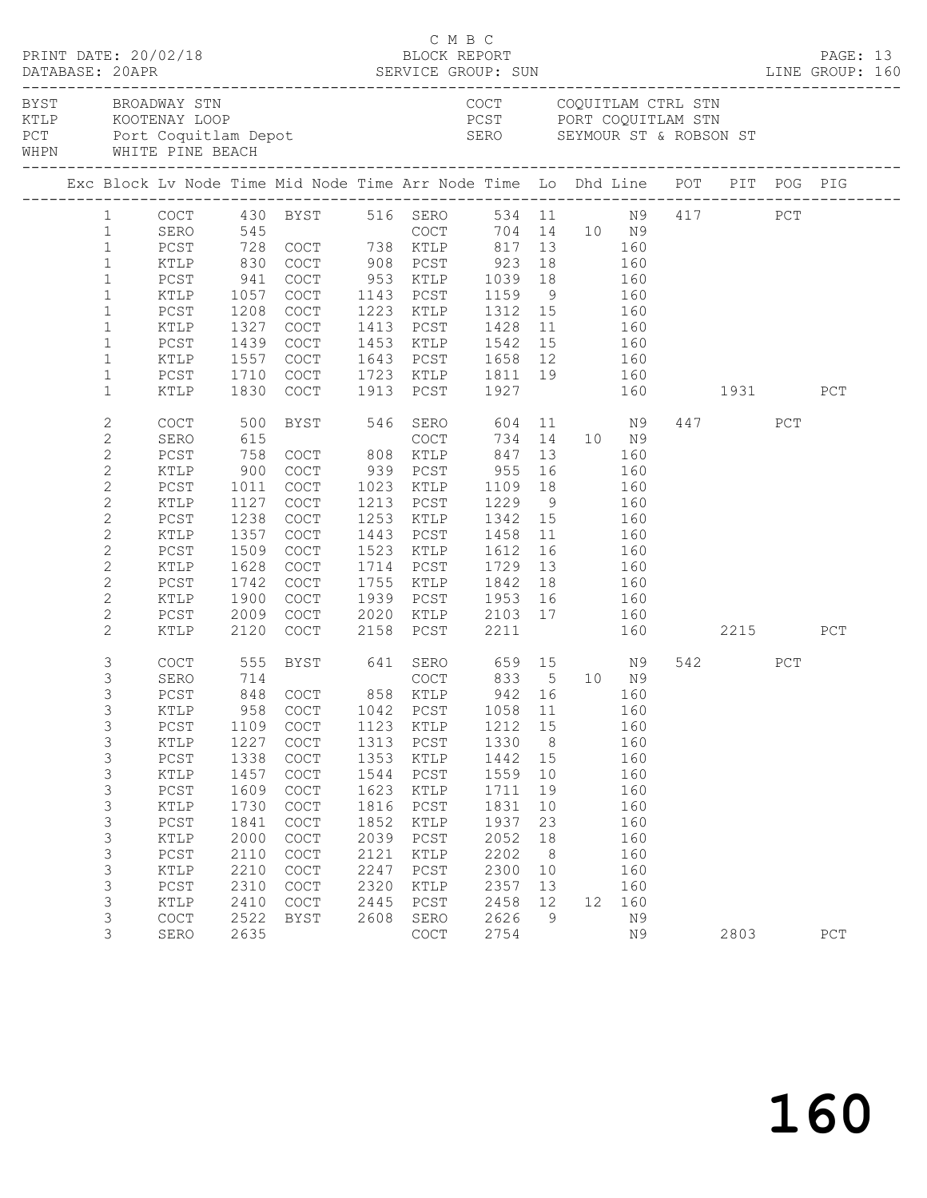C M B C
PRINT DATE: 20/02/18 BLOCK REPORT
DATABASE: 20APR SERVICE GROUP: SUN LINE GROUP: 160

| | | | |
|---|---|---|---|
| BYST | BROADWAY STN | COCT | COQUITLAM CTRL STN |
| KTLP | KOOTENAY LOOP | PCST | PORT COQUITLAM STN |
| PCT | Port Coquitlam Depot | SERO | SEYMOUR ST & ROBSON ST |
| WHPN | WHITE PINE BEACH | | |

| Exc | Block | Lv Node | Time | Mid Node | Time | Arr Node | Time | Lo | Dhd | Line | POT | PIT | POG | PIG |
|---|---|---|---|---|---|---|---|---|---|---|---|---|---|---|
| | 1 | COCT | 430 | BYST | 516 | SERO | 534 | 11 | | N9 | 417 | | PCT | |
| | 1 | SERO | 545 | | | COCT | 704 | 14 | 10 | N9 | | | | |
| | 1 | PCST | 728 | COCT | 738 | KTLP | 817 | 13 | | 160 | | | | |
| | 1 | KTLP | 830 | COCT | 908 | PCST | 923 | 18 | | 160 | | | | |
| | 1 | PCST | 941 | COCT | 953 | KTLP | 1039 | 18 | | 160 | | | | |
| | 1 | KTLP | 1057 | COCT | 1143 | PCST | 1159 | 9 | | 160 | | | | |
| | 1 | PCST | 1208 | COCT | 1223 | KTLP | 1312 | 15 | | 160 | | | | |
| | 1 | KTLP | 1327 | COCT | 1413 | PCST | 1428 | 11 | | 160 | | | | |
| | 1 | PCST | 1439 | COCT | 1453 | KTLP | 1542 | 15 | | 160 | | | | |
| | 1 | KTLP | 1557 | COCT | 1643 | PCST | 1658 | 12 | | 160 | | | | |
| | 1 | PCST | 1710 | COCT | 1723 | KTLP | 1811 | 19 | | 160 | | | | |
| | 1 | KTLP | 1830 | COCT | 1913 | PCST | 1927 | | | 160 | | 1931 | | PCT |
| | 2 | COCT | 500 | BYST | 546 | SERO | 604 | 11 | | N9 | 447 | | PCT | |
| | 2 | SERO | 615 | | | COCT | 734 | 14 | 10 | N9 | | | | |
| | 2 | PCST | 758 | COCT | 808 | KTLP | 847 | 13 | | 160 | | | | |
| | 2 | KTLP | 900 | COCT | 939 | PCST | 955 | 16 | | 160 | | | | |
| | 2 | PCST | 1011 | COCT | 1023 | KTLP | 1109 | 18 | | 160 | | | | |
| | 2 | KTLP | 1127 | COCT | 1213 | PCST | 1229 | 9 | | 160 | | | | |
| | 2 | PCST | 1238 | COCT | 1253 | KTLP | 1342 | 15 | | 160 | | | | |
| | 2 | KTLP | 1357 | COCT | 1443 | PCST | 1458 | 11 | | 160 | | | | |
| | 2 | PCST | 1509 | COCT | 1523 | KTLP | 1612 | 16 | | 160 | | | | |
| | 2 | KTLP | 1628 | COCT | 1714 | PCST | 1729 | 13 | | 160 | | | | |
| | 2 | PCST | 1742 | COCT | 1755 | KTLP | 1842 | 18 | | 160 | | | | |
| | 2 | KTLP | 1900 | COCT | 1939 | PCST | 1953 | 16 | | 160 | | | | |
| | 2 | PCST | 2009 | COCT | 2020 | KTLP | 2103 | 17 | | 160 | | | | |
| | 2 | KTLP | 2120 | COCT | 2158 | PCST | 2211 | | | 160 | | 2215 | | PCT |
| | 3 | COCT | 555 | BYST | 641 | SERO | 659 | 15 | | N9 | 542 | | PCT | |
| | 3 | SERO | 714 | | | COCT | 833 | 5 | 10 | N9 | | | | |
| | 3 | PCST | 848 | COCT | 858 | KTLP | 942 | 16 | | 160 | | | | |
| | 3 | KTLP | 958 | COCT | 1042 | PCST | 1058 | 11 | | 160 | | | | |
| | 3 | PCST | 1109 | COCT | 1123 | KTLP | 1212 | 15 | | 160 | | | | |
| | 3 | KTLP | 1227 | COCT | 1313 | PCST | 1330 | 8 | | 160 | | | | |
| | 3 | PCST | 1338 | COCT | 1353 | KTLP | 1442 | 15 | | 160 | | | | |
| | 3 | KTLP | 1457 | COCT | 1544 | PCST | 1559 | 10 | | 160 | | | | |
| | 3 | PCST | 1609 | COCT | 1623 | KTLP | 1711 | 19 | | 160 | | | | |
| | 3 | KTLP | 1730 | COCT | 1816 | PCST | 1831 | 10 | | 160 | | | | |
| | 3 | PCST | 1841 | COCT | 1852 | KTLP | 1937 | 23 | | 160 | | | | |
| | 3 | KTLP | 2000 | COCT | 2039 | PCST | 2052 | 18 | | 160 | | | | |
| | 3 | PCST | 2110 | COCT | 2121 | KTLP | 2202 | 8 | | 160 | | | | |
| | 3 | KTLP | 2210 | COCT | 2247 | PCST | 2300 | 10 | | 160 | | | | |
| | 3 | PCST | 2310 | COCT | 2320 | KTLP | 2357 | 13 | | 160 | | | | |
| | 3 | KTLP | 2410 | COCT | 2445 | PCST | 2458 | 12 | 12 | 160 | | | | |
| | 3 | COCT | 2522 | BYST | 2608 | SERO | 2626 | 9 | | N9 | | | | |
| | 3 | SERO | 2635 | | | COCT | 2754 | | | N9 | | 2803 | | PCT |

160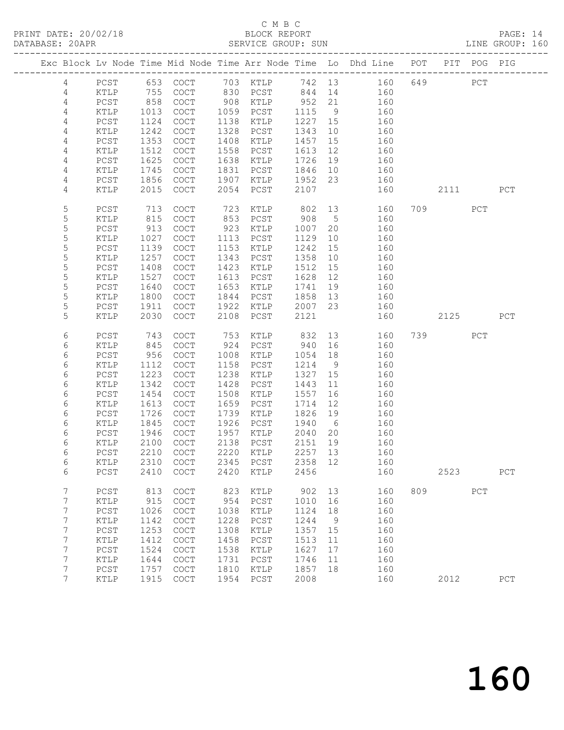C M B C
BLOCK REPORT
SERVICE GROUP: SUN

PRINT DATE: 20/02/18
DATABASE: 20APR
LINE GROUP: 160

| Exc | Block | Lv | Node | Time | Mid Node | Time | Arr Node | Time | Lo | Dhd Line | POT | PIT | POG | PIG |
|---|---|---|---|---|---|---|---|---|---|---|---|---|---|---|
| | 4 | | PCST | 653 | COCT | 703 | KTLP | 742 | 13 | 160 | 649 | | PCT | |
| | 4 | | KTLP | 755 | COCT | 830 | PCST | 844 | 14 | 160 | | | | |
| | 4 | | PCST | 858 | COCT | 908 | KTLP | 952 | 21 | 160 | | | | |
| | 4 | | KTLP | 1013 | COCT | 1059 | PCST | 1115 | 9 | 160 | | | | |
| | 4 | | PCST | 1124 | COCT | 1138 | KTLP | 1227 | 15 | 160 | | | | |
| | 4 | | KTLP | 1242 | COCT | 1328 | PCST | 1343 | 10 | 160 | | | | |
| | 4 | | PCST | 1353 | COCT | 1408 | KTLP | 1457 | 15 | 160 | | | | |
| | 4 | | KTLP | 1512 | COCT | 1558 | PCST | 1613 | 12 | 160 | | | | |
| | 4 | | PCST | 1625 | COCT | 1638 | KTLP | 1726 | 19 | 160 | | | | |
| | 4 | | KTLP | 1745 | COCT | 1831 | PCST | 1846 | 10 | 160 | | | | |
| | 4 | | PCST | 1856 | COCT | 1907 | KTLP | 1952 | 23 | 160 | | | | |
| | 4 | | KTLP | 2015 | COCT | 2054 | PCST | 2107 | | 160 | | 2111 | | PCT |
| | 5 | | PCST | 713 | COCT | 723 | KTLP | 802 | 13 | 160 | 709 | | PCT | |
| | 5 | | KTLP | 815 | COCT | 853 | PCST | 908 | 5 | 160 | | | | |
| | 5 | | PCST | 913 | COCT | 923 | KTLP | 1007 | 20 | 160 | | | | |
| | 5 | | KTLP | 1027 | COCT | 1113 | PCST | 1129 | 10 | 160 | | | | |
| | 5 | | PCST | 1139 | COCT | 1153 | KTLP | 1242 | 15 | 160 | | | | |
| | 5 | | KTLP | 1257 | COCT | 1343 | PCST | 1358 | 10 | 160 | | | | |
| | 5 | | PCST | 1408 | COCT | 1423 | KTLP | 1512 | 15 | 160 | | | | |
| | 5 | | KTLP | 1527 | COCT | 1613 | PCST | 1628 | 12 | 160 | | | | |
| | 5 | | PCST | 1640 | COCT | 1653 | KTLP | 1741 | 19 | 160 | | | | |
| | 5 | | KTLP | 1800 | COCT | 1844 | PCST | 1858 | 13 | 160 | | | | |
| | 5 | | PCST | 1911 | COCT | 1922 | KTLP | 2007 | 23 | 160 | | | | |
| | 5 | | KTLP | 2030 | COCT | 2108 | PCST | 2121 | | 160 | | 2125 | | PCT |
| | 6 | | PCST | 743 | COCT | 753 | KTLP | 832 | 13 | 160 | 739 | | PCT | |
| | 6 | | KTLP | 845 | COCT | 924 | PCST | 940 | 16 | 160 | | | | |
| | 6 | | PCST | 956 | COCT | 1008 | KTLP | 1054 | 18 | 160 | | | | |
| | 6 | | KTLP | 1112 | COCT | 1158 | PCST | 1214 | 9 | 160 | | | | |
| | 6 | | PCST | 1223 | COCT | 1238 | KTLP | 1327 | 15 | 160 | | | | |
| | 6 | | KTLP | 1342 | COCT | 1428 | PCST | 1443 | 11 | 160 | | | | |
| | 6 | | PCST | 1454 | COCT | 1508 | KTLP | 1557 | 16 | 160 | | | | |
| | 6 | | KTLP | 1613 | COCT | 1659 | PCST | 1714 | 12 | 160 | | | | |
| | 6 | | PCST | 1726 | COCT | 1739 | KTLP | 1826 | 19 | 160 | | | | |
| | 6 | | KTLP | 1845 | COCT | 1926 | PCST | 1940 | 6 | 160 | | | | |
| | 6 | | PCST | 1946 | COCT | 1957 | KTLP | 2040 | 20 | 160 | | | | |
| | 6 | | KTLP | 2100 | COCT | 2138 | PCST | 2151 | 19 | 160 | | | | |
| | 6 | | PCST | 2210 | COCT | 2220 | KTLP | 2257 | 13 | 160 | | | | |
| | 6 | | KTLP | 2310 | COCT | 2345 | PCST | 2358 | 12 | 160 | | | | |
| | 6 | | PCST | 2410 | COCT | 2420 | KTLP | 2456 | | 160 | | 2523 | | PCT |
| | 7 | | PCST | 813 | COCT | 823 | KTLP | 902 | 13 | 160 | 809 | | PCT | |
| | 7 | | KTLP | 915 | COCT | 954 | PCST | 1010 | 16 | 160 | | | | |
| | 7 | | PCST | 1026 | COCT | 1038 | KTLP | 1124 | 18 | 160 | | | | |
| | 7 | | KTLP | 1142 | COCT | 1228 | PCST | 1244 | 9 | 160 | | | | |
| | 7 | | PCST | 1253 | COCT | 1308 | KTLP | 1357 | 15 | 160 | | | | |
| | 7 | | KTLP | 1412 | COCT | 1458 | PCST | 1513 | 11 | 160 | | | | |
| | 7 | | PCST | 1524 | COCT | 1538 | KTLP | 1627 | 17 | 160 | | | | |
| | 7 | | KTLP | 1644 | COCT | 1731 | PCST | 1746 | 11 | 160 | | | | |
| | 7 | | PCST | 1757 | COCT | 1810 | KTLP | 1857 | 18 | 160 | | | | |
| | 7 | | KTLP | 1915 | COCT | 1954 | PCST | 2008 | | 160 | | 2012 | | PCT |

160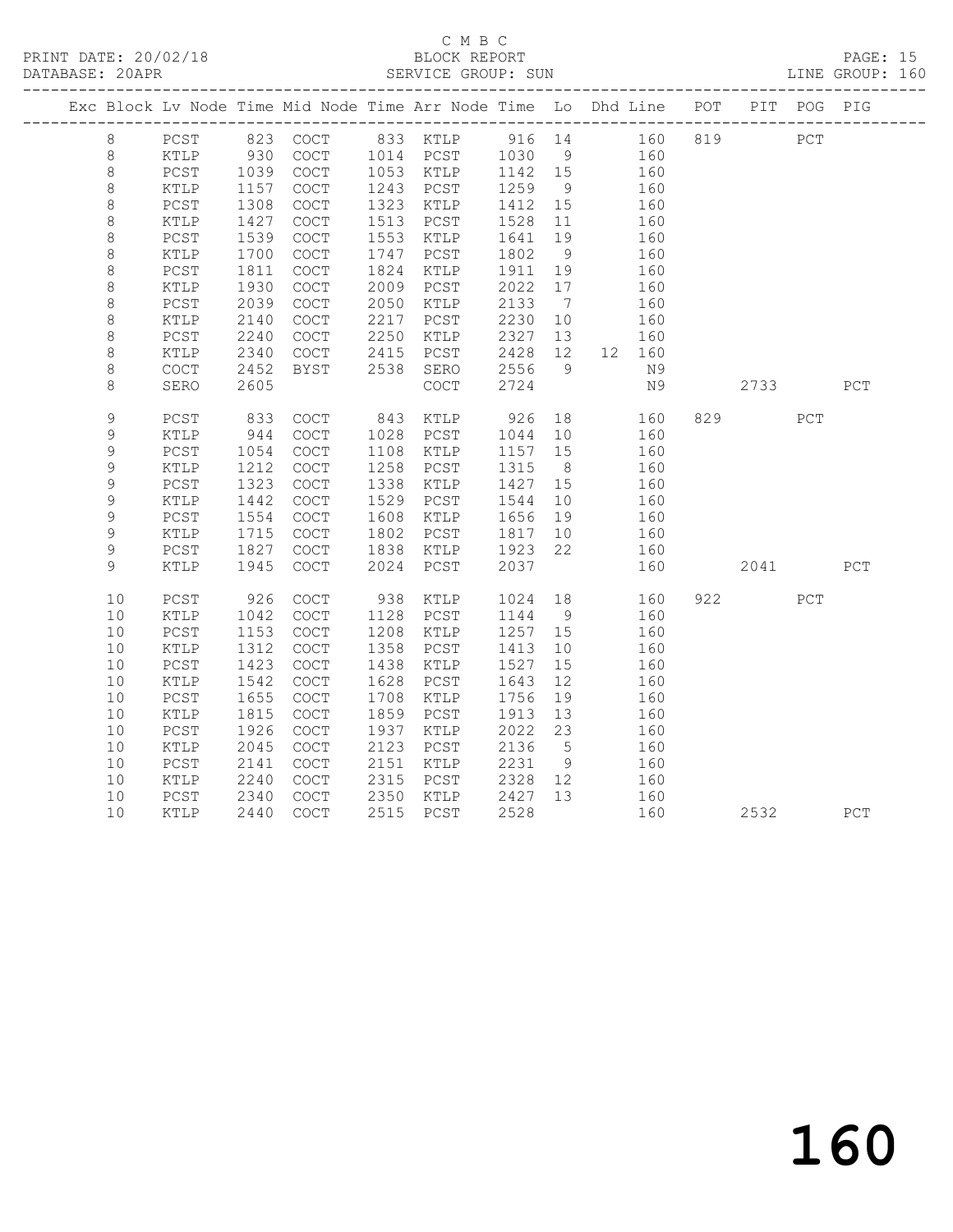C M B C

PRINT DATE: 20/02/18 BLOCK REPORT

DATABASE: 20APR SERVICE GROUP: SUN LINE GROUP: 160

| Exc | Block | Lv Node | Time | Mid Node | Time | Arr Node | Time | Lo | Dhd | Line | POT | PIT | POG | PIG |
|---|---|---|---|---|---|---|---|---|---|---|---|---|---|---|
| | 8 | PCST | 823 | COCT | 833 | KTLP | 916 | 14 | | 160 | 819 | | PCT | |
| | 8 | KTLP | 930 | COCT | 1014 | PCST | 1030 | 9 | | 160 | | | | |
| | 8 | PCST | 1039 | COCT | 1053 | KTLP | 1142 | 15 | | 160 | | | | |
| | 8 | KTLP | 1157 | COCT | 1243 | PCST | 1259 | 9 | | 160 | | | | |
| | 8 | PCST | 1308 | COCT | 1323 | KTLP | 1412 | 15 | | 160 | | | | |
| | 8 | KTLP | 1427 | COCT | 1513 | PCST | 1528 | 11 | | 160 | | | | |
| | 8 | PCST | 1539 | COCT | 1553 | KTLP | 1641 | 19 | | 160 | | | | |
| | 8 | KTLP | 1700 | COCT | 1747 | PCST | 1802 | 9 | | 160 | | | | |
| | 8 | PCST | 1811 | COCT | 1824 | KTLP | 1911 | 19 | | 160 | | | | |
| | 8 | KTLP | 1930 | COCT | 2009 | PCST | 2022 | 17 | | 160 | | | | |
| | 8 | PCST | 2039 | COCT | 2050 | KTLP | 2133 | 7 | | 160 | | | | |
| | 8 | KTLP | 2140 | COCT | 2217 | PCST | 2230 | 10 | | 160 | | | | |
| | 8 | PCST | 2240 | COCT | 2250 | KTLP | 2327 | 13 | | 160 | | | | |
| | 8 | KTLP | 2340 | COCT | 2415 | PCST | 2428 | 12 | 12 | 160 | | | | |
| | 8 | COCT | 2452 | BYST | 2538 | SERO | 2556 | 9 | | N9 | | | | |
| | 8 | SERO | 2605 | | | COCT | 2724 | | | N9 | | 2733 | | PCT |
| | 9 | PCST | 833 | COCT | 843 | KTLP | 926 | 18 | | 160 | 829 | | PCT | |
| | 9 | KTLP | 944 | COCT | 1028 | PCST | 1044 | 10 | | 160 | | | | |
| | 9 | PCST | 1054 | COCT | 1108 | KTLP | 1157 | 15 | | 160 | | | | |
| | 9 | KTLP | 1212 | COCT | 1258 | PCST | 1315 | 8 | | 160 | | | | |
| | 9 | PCST | 1323 | COCT | 1338 | KTLP | 1427 | 15 | | 160 | | | | |
| | 9 | KTLP | 1442 | COCT | 1529 | PCST | 1544 | 10 | | 160 | | | | |
| | 9 | PCST | 1554 | COCT | 1608 | KTLP | 1656 | 19 | | 160 | | | | |
| | 9 | KTLP | 1715 | COCT | 1802 | PCST | 1817 | 10 | | 160 | | | | |
| | 9 | PCST | 1827 | COCT | 1838 | KTLP | 1923 | 22 | | 160 | | | | |
| | 9 | KTLP | 1945 | COCT | 2024 | PCST | 2037 | | | 160 | | 2041 | | PCT |
| | 10 | PCST | 926 | COCT | 938 | KTLP | 1024 | 18 | | 160 | 922 | | PCT | |
| | 10 | KTLP | 1042 | COCT | 1128 | PCST | 1144 | 9 | | 160 | | | | |
| | 10 | PCST | 1153 | COCT | 1208 | KTLP | 1257 | 15 | | 160 | | | | |
| | 10 | KTLP | 1312 | COCT | 1358 | PCST | 1413 | 10 | | 160 | | | | |
| | 10 | PCST | 1423 | COCT | 1438 | KTLP | 1527 | 15 | | 160 | | | | |
| | 10 | KTLP | 1542 | COCT | 1628 | PCST | 1643 | 12 | | 160 | | | | |
| | 10 | PCST | 1655 | COCT | 1708 | KTLP | 1756 | 19 | | 160 | | | | |
| | 10 | KTLP | 1815 | COCT | 1859 | PCST | 1913 | 13 | | 160 | | | | |
| | 10 | PCST | 1926 | COCT | 1937 | KTLP | 2022 | 23 | | 160 | | | | |
| | 10 | KTLP | 2045 | COCT | 2123 | PCST | 2136 | 5 | | 160 | | | | |
| | 10 | PCST | 2141 | COCT | 2151 | KTLP | 2231 | 9 | | 160 | | | | |
| | 10 | KTLP | 2240 | COCT | 2315 | PCST | 2328 | 12 | | 160 | | | | |
| | 10 | PCST | 2340 | COCT | 2350 | KTLP | 2427 | 13 | | 160 | | | | |
| | 10 | KTLP | 2440 | COCT | 2515 | PCST | 2528 | | | 160 | | 2532 | | PCT |

160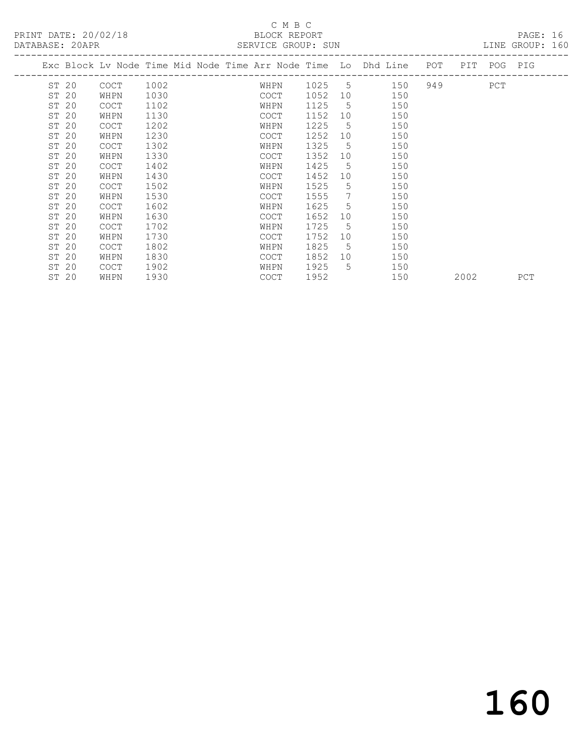C M B C

BLOCK REPORT

PRINT DATE: 20/02/18 DATABASE: 20APR SERVICE GROUP: SUN LINE GROUP: 160

| Exc | Block | Lv | Node | Time | Mid Node | Time | Arr Node | Time | Lo | Dhd Line | POT | PIT | POG | PIG |
|---|---|---|---|---|---|---|---|---|---|---|---|---|---|---|
| ST | 20 | | COCT | 1002 | | | WHPN | 1025 | 5 | 150 | 949 | | PCT | |
| ST | 20 | | WHPN | 1030 | | | COCT | 1052 | 10 | 150 | | | | |
| ST | 20 | | COCT | 1102 | | | WHPN | 1125 | 5 | 150 | | | | |
| ST | 20 | | WHPN | 1130 | | | COCT | 1152 | 10 | 150 | | | | |
| ST | 20 | | COCT | 1202 | | | WHPN | 1225 | 5 | 150 | | | | |
| ST | 20 | | WHPN | 1230 | | | COCT | 1252 | 10 | 150 | | | | |
| ST | 20 | | COCT | 1302 | | | WHPN | 1325 | 5 | 150 | | | | |
| ST | 20 | | WHPN | 1330 | | | COCT | 1352 | 10 | 150 | | | | |
| ST | 20 | | COCT | 1402 | | | WHPN | 1425 | 5 | 150 | | | | |
| ST | 20 | | WHPN | 1430 | | | COCT | 1452 | 10 | 150 | | | | |
| ST | 20 | | COCT | 1502 | | | WHPN | 1525 | 5 | 150 | | | | |
| ST | 20 | | WHPN | 1530 | | | COCT | 1555 | 7 | 150 | | | | |
| ST | 20 | | COCT | 1602 | | | WHPN | 1625 | 5 | 150 | | | | |
| ST | 20 | | WHPN | 1630 | | | COCT | 1652 | 10 | 150 | | | | |
| ST | 20 | | COCT | 1702 | | | WHPN | 1725 | 5 | 150 | | | | |
| ST | 20 | | WHPN | 1730 | | | COCT | 1752 | 10 | 150 | | | | |
| ST | 20 | | COCT | 1802 | | | WHPN | 1825 | 5 | 150 | | | | |
| ST | 20 | | WHPN | 1830 | | | COCT | 1852 | 10 | 150 | | | | |
| ST | 20 | | COCT | 1902 | | | WHPN | 1925 | 5 | 150 | | | | |
| ST | 20 | | WHPN | 1930 | | | COCT | 1952 | | 150 | | 2002 | | PCT |

# 160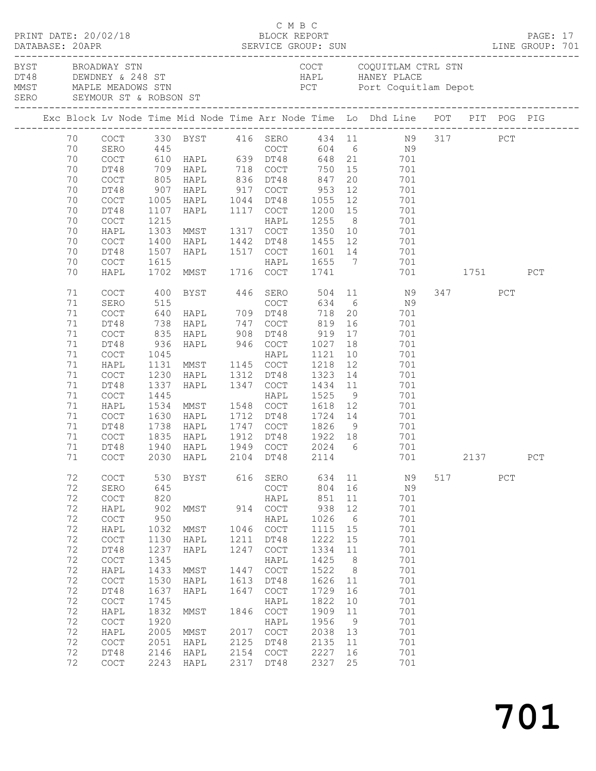C M B C

PRINT DATE: 20/02/18 BLOCK REPORT

DATABASE: 20APR SERVICE GROUP: SUN LINE GROUP: 701

| | | | |
|---|---|---|---|
| BYST | BROADWAY STN | COCT | COQUITLAM CTRL STN |
| DT48 | DEWDNEY & 248 ST | HAPL | HANEY PLACE |
| MMST | MAPLE MEADOWS STN | PCT | Port Coquitlam Depot |
| SERO | SEYMOUR ST & ROBSON ST | | |

| Exc | Block | Lv Node | Time | Mid Node | Time | Arr Node | Time | Lo | Dhd Line | POT | PIT | POG | PIG |
|---|---|---|---|---|---|---|---|---|---|---|---|---|---|
| | 70 | COCT | 330 | BYST | 416 | SERO | 434 | 11 | N9 | 317 | | PCT | |
| | 70 | SERO | 445 | | | COCT | 604 | 6 | N9 | | | | |
| | 70 | COCT | 610 | HAPL | 639 | DT48 | 648 | 21 | 701 | | | | |
| | 70 | DT48 | 709 | HAPL | 718 | COCT | 750 | 15 | 701 | | | | |
| | 70 | COCT | 805 | HAPL | 836 | DT48 | 847 | 20 | 701 | | | | |
| | 70 | DT48 | 907 | HAPL | 917 | COCT | 953 | 12 | 701 | | | | |
| | 70 | COCT | 1005 | HAPL | 1044 | DT48 | 1055 | 12 | 701 | | | | |
| | 70 | DT48 | 1107 | HAPL | 1117 | COCT | 1200 | 15 | 701 | | | | |
| | 70 | COCT | 1215 | | | HAPL | 1255 | 8 | 701 | | | | |
| | 70 | HAPL | 1303 | MMST | 1317 | COCT | 1350 | 10 | 701 | | | | |
| | 70 | COCT | 1400 | HAPL | 1442 | DT48 | 1455 | 12 | 701 | | | | |
| | 70 | DT48 | 1507 | HAPL | 1517 | COCT | 1601 | 14 | 701 | | | | |
| | 70 | COCT | 1615 | | | HAPL | 1655 | 7 | 701 | | | | |
| | 70 | HAPL | 1702 | MMST | 1716 | COCT | 1741 | | 701 | | 1751 | | PCT |
| | 71 | COCT | 400 | BYST | 446 | SERO | 504 | 11 | N9 | 347 | | PCT | |
| | 71 | SERO | 515 | | | COCT | 634 | 6 | N9 | | | | |
| | 71 | COCT | 640 | HAPL | 709 | DT48 | 718 | 20 | 701 | | | | |
| | 71 | DT48 | 738 | HAPL | 747 | COCT | 819 | 16 | 701 | | | | |
| | 71 | COCT | 835 | HAPL | 908 | DT48 | 919 | 17 | 701 | | | | |
| | 71 | DT48 | 936 | HAPL | 946 | COCT | 1027 | 18 | 701 | | | | |
| | 71 | COCT | 1045 | | | HAPL | 1121 | 10 | 701 | | | | |
| | 71 | HAPL | 1131 | MMST | 1145 | COCT | 1218 | 12 | 701 | | | | |
| | 71 | COCT | 1230 | HAPL | 1312 | DT48 | 1323 | 14 | 701 | | | | |
| | 71 | DT48 | 1337 | HAPL | 1347 | COCT | 1434 | 11 | 701 | | | | |
| | 71 | COCT | 1445 | | | HAPL | 1525 | 9 | 701 | | | | |
| | 71 | HAPL | 1534 | MMST | 1548 | COCT | 1618 | 12 | 701 | | | | |
| | 71 | COCT | 1630 | HAPL | 1712 | DT48 | 1724 | 14 | 701 | | | | |
| | 71 | DT48 | 1738 | HAPL | 1747 | COCT | 1826 | 9 | 701 | | | | |
| | 71 | COCT | 1835 | HAPL | 1912 | DT48 | 1922 | 18 | 701 | | | | |
| | 71 | DT48 | 1940 | HAPL | 1949 | COCT | 2024 | 6 | 701 | | | | |
| | 71 | COCT | 2030 | HAPL | 2104 | DT48 | 2114 | | 701 | | 2137 | | PCT |
| | 72 | COCT | 530 | BYST | 616 | SERO | 634 | 11 | N9 | 517 | | PCT | |
| | 72 | SERO | 645 | | | COCT | 804 | 16 | N9 | | | | |
| | 72 | COCT | 820 | | | HAPL | 851 | 11 | 701 | | | | |
| | 72 | HAPL | 902 | MMST | 914 | COCT | 938 | 12 | 701 | | | | |
| | 72 | COCT | 950 | | | HAPL | 1026 | 6 | 701 | | | | |
| | 72 | HAPL | 1032 | MMST | 1046 | COCT | 1115 | 15 | 701 | | | | |
| | 72 | COCT | 1130 | HAPL | 1211 | DT48 | 1222 | 15 | 701 | | | | |
| | 72 | DT48 | 1237 | HAPL | 1247 | COCT | 1334 | 11 | 701 | | | | |
| | 72 | COCT | 1345 | | | HAPL | 1425 | 8 | 701 | | | | |
| | 72 | HAPL | 1433 | MMST | 1447 | COCT | 1522 | 8 | 701 | | | | |
| | 72 | COCT | 1530 | HAPL | 1613 | DT48 | 1626 | 11 | 701 | | | | |
| | 72 | DT48 | 1637 | HAPL | 1647 | COCT | 1729 | 16 | 701 | | | | |
| | 72 | COCT | 1745 | | | HAPL | 1822 | 10 | 701 | | | | |
| | 72 | HAPL | 1832 | MMST | 1846 | COCT | 1909 | 11 | 701 | | | | |
| | 72 | COCT | 1920 | | | HAPL | 1956 | 9 | 701 | | | | |
| | 72 | HAPL | 2005 | MMST | 2017 | COCT | 2038 | 13 | 701 | | | | |
| | 72 | COCT | 2051 | HAPL | 2125 | DT48 | 2135 | 11 | 701 | | | | |
| | 72 | DT48 | 2146 | HAPL | 2154 | COCT | 2227 | 16 | 701 | | | | |
| | 72 | COCT | 2243 | HAPL | 2317 | DT48 | 2327 | 25 | 701 | | | | |

701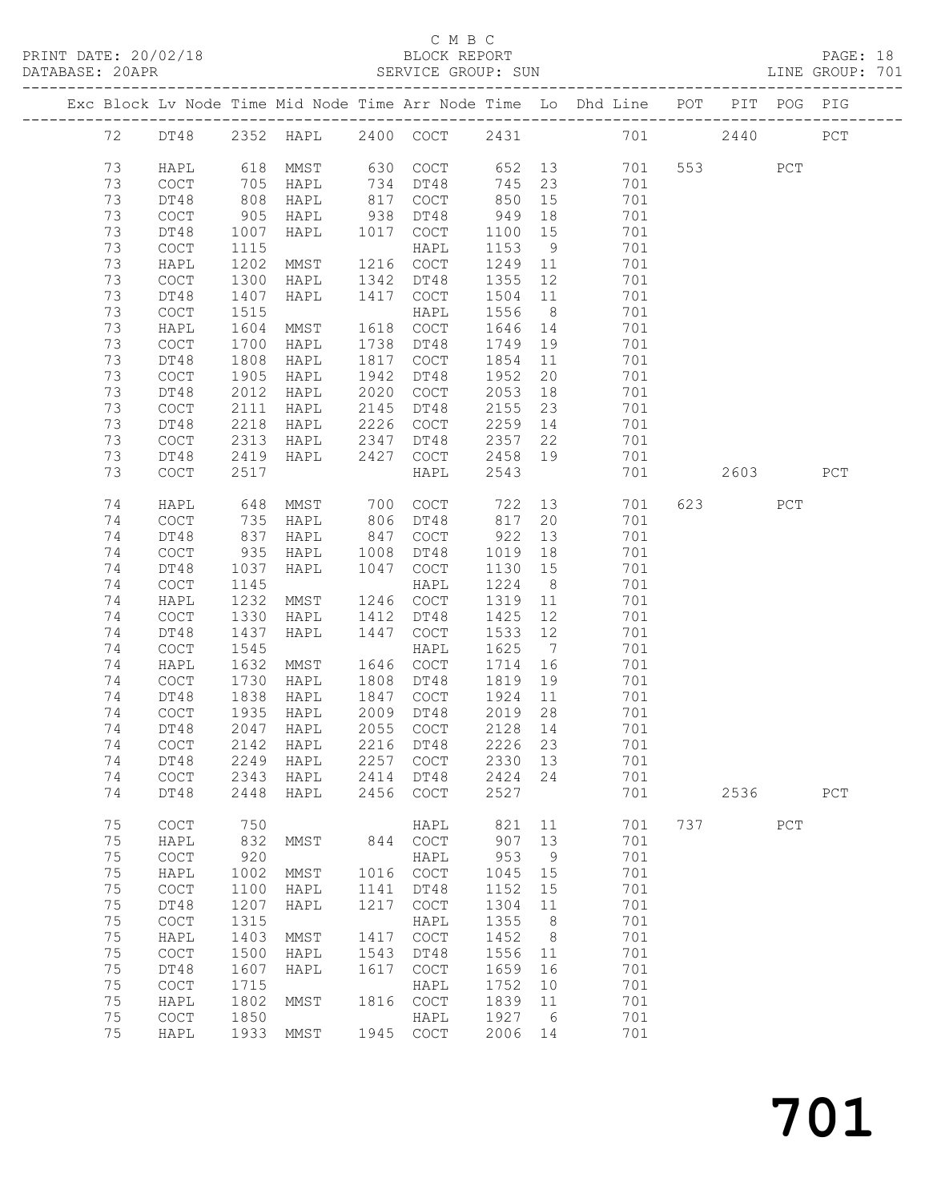C M B C
PRINT DATE: 20/02/18 BLOCK REPORT
DATABASE: 20APR SERVICE GROUP: SUN LINE GROUP: 701

| Exc | Block | Lv | Node | Time | Mid Node | Time | Arr Node | Time | Lo | Dhd Line | POT | PIT | POG | PIG |
|---|---|---|---|---|---|---|---|---|---|---|---|---|---|---|
| | 72 | | DT48 | 2352 | HAPL | 2400 | COCT | 2431 | | 701 | | 2440 | | PCT |
| | 73 | | HAPL | 618 | MMST | 630 | COCT | 652 | 13 | 701 | 553 | | PCT | |
| | 73 | | COCT | 705 | HAPL | 734 | DT48 | 745 | 23 | 701 | | | | |
| | 73 | | DT48 | 808 | HAPL | 817 | COCT | 850 | 15 | 701 | | | | |
| | 73 | | COCT | 905 | HAPL | 938 | DT48 | 949 | 18 | 701 | | | | |
| | 73 | | DT48 | 1007 | HAPL | 1017 | COCT | 1100 | 15 | 701 | | | | |
| | 73 | | COCT | 1115 | | | HAPL | 1153 | 9 | 701 | | | | |
| | 73 | | HAPL | 1202 | MMST | 1216 | COCT | 1249 | 11 | 701 | | | | |
| | 73 | | COCT | 1300 | HAPL | 1342 | DT48 | 1355 | 12 | 701 | | | | |
| | 73 | | DT48 | 1407 | HAPL | 1417 | COCT | 1504 | 11 | 701 | | | | |
| | 73 | | COCT | 1515 | | | HAPL | 1556 | 8 | 701 | | | | |
| | 73 | | HAPL | 1604 | MMST | 1618 | COCT | 1646 | 14 | 701 | | | | |
| | 73 | | COCT | 1700 | HAPL | 1738 | DT48 | 1749 | 19 | 701 | | | | |
| | 73 | | DT48 | 1808 | HAPL | 1817 | COCT | 1854 | 11 | 701 | | | | |
| | 73 | | COCT | 1905 | HAPL | 1942 | DT48 | 1952 | 20 | 701 | | | | |
| | 73 | | DT48 | 2012 | HAPL | 2020 | COCT | 2053 | 18 | 701 | | | | |
| | 73 | | COCT | 2111 | HAPL | 2145 | DT48 | 2155 | 23 | 701 | | | | |
| | 73 | | DT48 | 2218 | HAPL | 2226 | COCT | 2259 | 14 | 701 | | | | |
| | 73 | | COCT | 2313 | HAPL | 2347 | DT48 | 2357 | 22 | 701 | | | | |
| | 73 | | DT48 | 2419 | HAPL | 2427 | COCT | 2458 | 19 | 701 | | | | |
| | 73 | | COCT | 2517 | | | HAPL | 2543 | | 701 | | 2603 | | PCT |
| | 74 | | HAPL | 648 | MMST | 700 | COCT | 722 | 13 | 701 | 623 | | PCT | |
| | 74 | | COCT | 735 | HAPL | 806 | DT48 | 817 | 20 | 701 | | | | |
| | 74 | | DT48 | 837 | HAPL | 847 | COCT | 922 | 13 | 701 | | | | |
| | 74 | | COCT | 935 | HAPL | 1008 | DT48 | 1019 | 18 | 701 | | | | |
| | 74 | | DT48 | 1037 | HAPL | 1047 | COCT | 1130 | 15 | 701 | | | | |
| | 74 | | COCT | 1145 | | | HAPL | 1224 | 8 | 701 | | | | |
| | 74 | | HAPL | 1232 | MMST | 1246 | COCT | 1319 | 11 | 701 | | | | |
| | 74 | | COCT | 1330 | HAPL | 1412 | DT48 | 1425 | 12 | 701 | | | | |
| | 74 | | DT48 | 1437 | HAPL | 1447 | COCT | 1533 | 12 | 701 | | | | |
| | 74 | | COCT | 1545 | | | HAPL | 1625 | 7 | 701 | | | | |
| | 74 | | HAPL | 1632 | MMST | 1646 | COCT | 1714 | 16 | 701 | | | | |
| | 74 | | COCT | 1730 | HAPL | 1808 | DT48 | 1819 | 19 | 701 | | | | |
| | 74 | | DT48 | 1838 | HAPL | 1847 | COCT | 1924 | 11 | 701 | | | | |
| | 74 | | COCT | 1935 | HAPL | 2009 | DT48 | 2019 | 28 | 701 | | | | |
| | 74 | | DT48 | 2047 | HAPL | 2055 | COCT | 2128 | 14 | 701 | | | | |
| | 74 | | COCT | 2142 | HAPL | 2216 | DT48 | 2226 | 23 | 701 | | | | |
| | 74 | | DT48 | 2249 | HAPL | 2257 | COCT | 2330 | 13 | 701 | | | | |
| | 74 | | COCT | 2343 | HAPL | 2414 | DT48 | 2424 | 24 | 701 | | | | |
| | 74 | | DT48 | 2448 | HAPL | 2456 | COCT | 2527 | | 701 | | 2536 | | PCT |
| | 75 | | COCT | 750 | | | HAPL | 821 | 11 | 701 | 737 | | PCT | |
| | 75 | | HAPL | 832 | MMST | 844 | COCT | 907 | 13 | 701 | | | | |
| | 75 | | COCT | 920 | | | HAPL | 953 | 9 | 701 | | | | |
| | 75 | | HAPL | 1002 | MMST | 1016 | COCT | 1045 | 15 | 701 | | | | |
| | 75 | | COCT | 1100 | HAPL | 1141 | DT48 | 1152 | 15 | 701 | | | | |
| | 75 | | DT48 | 1207 | HAPL | 1217 | COCT | 1304 | 11 | 701 | | | | |
| | 75 | | COCT | 1315 | | | HAPL | 1355 | 8 | 701 | | | | |
| | 75 | | HAPL | 1403 | MMST | 1417 | COCT | 1452 | 8 | 701 | | | | |
| | 75 | | COCT | 1500 | HAPL | 1543 | DT48 | 1556 | 11 | 701 | | | | |
| | 75 | | DT48 | 1607 | HAPL | 1617 | COCT | 1659 | 16 | 701 | | | | |
| | 75 | | COCT | 1715 | | | HAPL | 1752 | 10 | 701 | | | | |
| | 75 | | HAPL | 1802 | MMST | 1816 | COCT | 1839 | 11 | 701 | | | | |
| | 75 | | COCT | 1850 | | | HAPL | 1927 | 6 | 701 | | | | |
| | 75 | | HAPL | 1933 | MMST | 1945 | COCT | 2006 | 14 | 701 | | | | |

701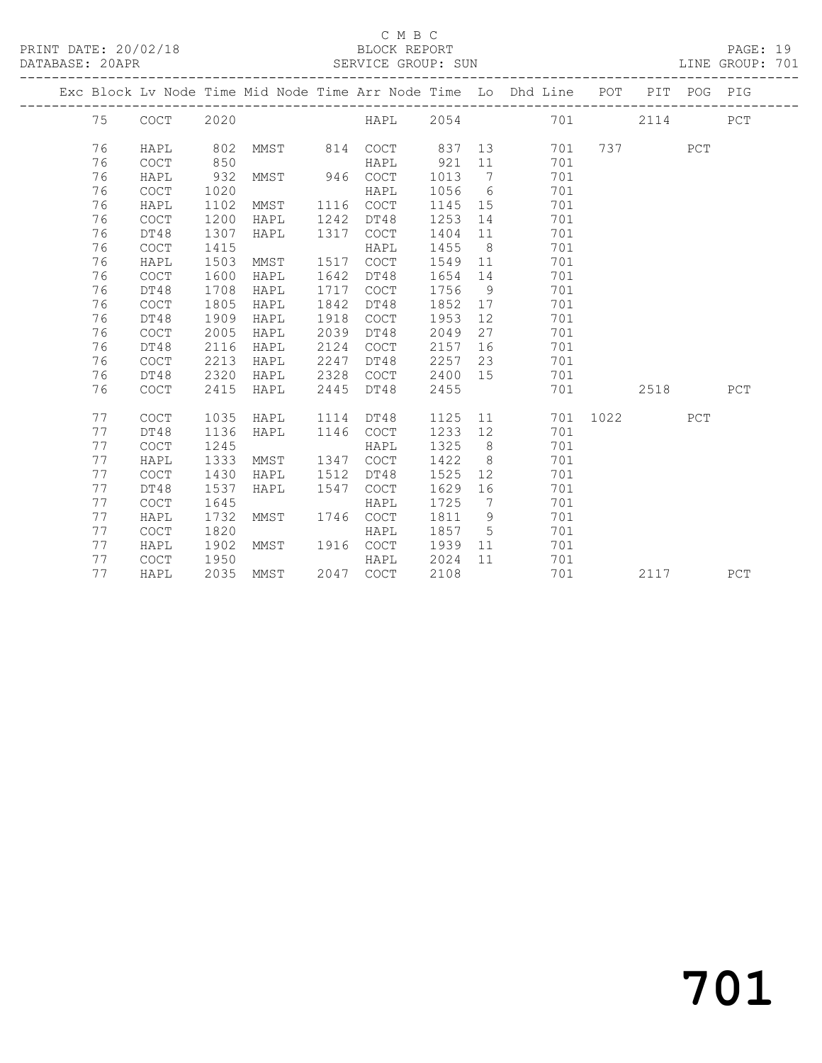C M B C
BLOCK REPORT
SERVICE GROUP: SUN

PRINT DATE: 20/02/18
DATABASE: 20APR
LINE GROUP: 701

| Exc | Block | Lv | Node | Time | Mid Node | Time | Arr Node | Time | Lo | Dhd Line | POT | PIT | POG | PIG |
|---|---|---|---|---|---|---|---|---|---|---|---|---|---|---|
| | 75 | | COCT | 2020 | | | HAPL | 2054 | | 701 | | 2114 | | PCT |
| | 76 | | HAPL | 802 | MMST | 814 | COCT | 837 | 13 | 701 | 737 | | PCT | |
| | 76 | | COCT | 850 | | | HAPL | 921 | 11 | 701 | | | | |
| | 76 | | HAPL | 932 | MMST | 946 | COCT | 1013 | 7 | 701 | | | | |
| | 76 | | COCT | 1020 | | | HAPL | 1056 | 6 | 701 | | | | |
| | 76 | | HAPL | 1102 | MMST | 1116 | COCT | 1145 | 15 | 701 | | | | |
| | 76 | | COCT | 1200 | HAPL | 1242 | DT48 | 1253 | 14 | 701 | | | | |
| | 76 | | DT48 | 1307 | HAPL | 1317 | COCT | 1404 | 11 | 701 | | | | |
| | 76 | | COCT | 1415 | | | HAPL | 1455 | 8 | 701 | | | | |
| | 76 | | HAPL | 1503 | MMST | 1517 | COCT | 1549 | 11 | 701 | | | | |
| | 76 | | COCT | 1600 | HAPL | 1642 | DT48 | 1654 | 14 | 701 | | | | |
| | 76 | | DT48 | 1708 | HAPL | 1717 | COCT | 1756 | 9 | 701 | | | | |
| | 76 | | COCT | 1805 | HAPL | 1842 | DT48 | 1852 | 17 | 701 | | | | |
| | 76 | | DT48 | 1909 | HAPL | 1918 | COCT | 1953 | 12 | 701 | | | | |
| | 76 | | COCT | 2005 | HAPL | 2039 | DT48 | 2049 | 27 | 701 | | | | |
| | 76 | | DT48 | 2116 | HAPL | 2124 | COCT | 2157 | 16 | 701 | | | | |
| | 76 | | COCT | 2213 | HAPL | 2247 | DT48 | 2257 | 23 | 701 | | | | |
| | 76 | | DT48 | 2320 | HAPL | 2328 | COCT | 2400 | 15 | 701 | | | | |
| | 76 | | COCT | 2415 | HAPL | 2445 | DT48 | 2455 | | 701 | | 2518 | | PCT |
| | 77 | | COCT | 1035 | HAPL | 1114 | DT48 | 1125 | 11 | 701 | 1022 | | PCT | |
| | 77 | | DT48 | 1136 | HAPL | 1146 | COCT | 1233 | 12 | 701 | | | | |
| | 77 | | COCT | 1245 | | | HAPL | 1325 | 8 | 701 | | | | |
| | 77 | | HAPL | 1333 | MMST | 1347 | COCT | 1422 | 8 | 701 | | | | |
| | 77 | | COCT | 1430 | HAPL | 1512 | DT48 | 1525 | 12 | 701 | | | | |
| | 77 | | DT48 | 1537 | HAPL | 1547 | COCT | 1629 | 16 | 701 | | | | |
| | 77 | | COCT | 1645 | | | HAPL | 1725 | 7 | 701 | | | | |
| | 77 | | HAPL | 1732 | MMST | 1746 | COCT | 1811 | 9 | 701 | | | | |
| | 77 | | COCT | 1820 | | | HAPL | 1857 | 5 | 701 | | | | |
| | 77 | | HAPL | 1902 | MMST | 1916 | COCT | 1939 | 11 | 701 | | | | |
| | 77 | | COCT | 1950 | | | HAPL | 2024 | 11 | 701 | | | | |
| | 77 | | HAPL | 2035 | MMST | 2047 | COCT | 2108 | | 701 | | 2117 | | PCT |

701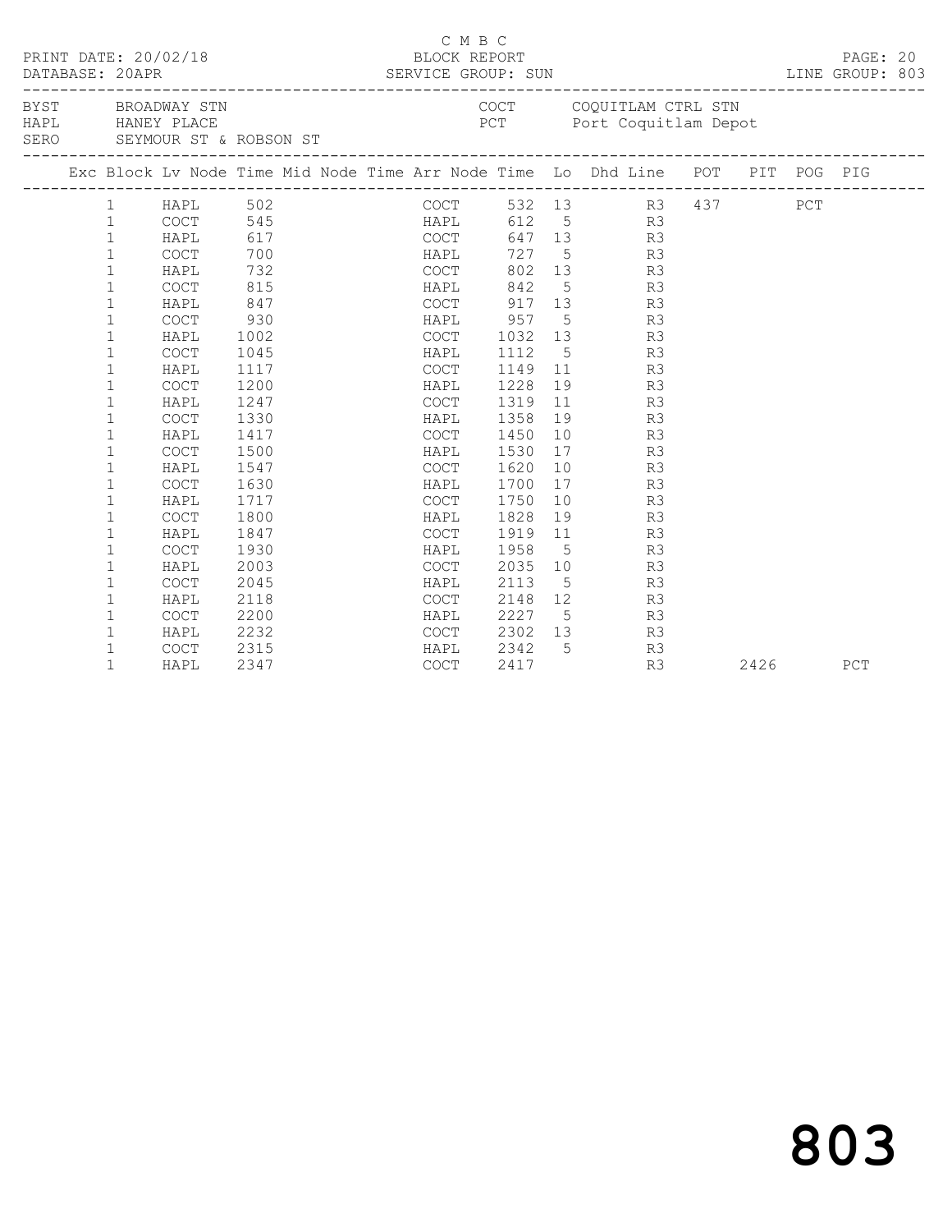C M B C
BLOCK REPORT
SERVICE GROUP: SUN

PRINT DATE: 20/02/18
DATABASE: 20APR
LINE GROUP: 803

BYST BROADWAY STN
HAPL HANEY PLACE
SERO SEYMOUR ST & ROBSON ST

COCT COQUITLAM CTRL STN
PCT Port Coquitlam Depot

| Exc | Block | Lv | Node | Time | Mid Node | Time | Arr Node | Time | Lo | Dhd | Line | POT | PIT | POG | PIG |
|---|---|---|---|---|---|---|---|---|---|---|---|---|---|---|---|
| | 1 | | HAPL | 502 | | | COCT | 532 | 13 | | R3 | 437 | | PCT | |
| | 1 | | COCT | 545 | | | HAPL | 612 | 5 | | R3 | | | | |
| | 1 | | HAPL | 617 | | | COCT | 647 | 13 | | R3 | | | | |
| | 1 | | COCT | 700 | | | HAPL | 727 | 5 | | R3 | | | | |
| | 1 | | HAPL | 732 | | | COCT | 802 | 13 | | R3 | | | | |
| | 1 | | COCT | 815 | | | HAPL | 842 | 5 | | R3 | | | | |
| | 1 | | HAPL | 847 | | | COCT | 917 | 13 | | R3 | | | | |
| | 1 | | COCT | 930 | | | HAPL | 957 | 5 | | R3 | | | | |
| | 1 | | HAPL | 1002 | | | COCT | 1032 | 13 | | R3 | | | | |
| | 1 | | COCT | 1045 | | | HAPL | 1112 | 5 | | R3 | | | | |
| | 1 | | HAPL | 1117 | | | COCT | 1149 | 11 | | R3 | | | | |
| | 1 | | COCT | 1200 | | | HAPL | 1228 | 19 | | R3 | | | | |
| | 1 | | HAPL | 1247 | | | COCT | 1319 | 11 | | R3 | | | | |
| | 1 | | COCT | 1330 | | | HAPL | 1358 | 19 | | R3 | | | | |
| | 1 | | HAPL | 1417 | | | COCT | 1450 | 10 | | R3 | | | | |
| | 1 | | COCT | 1500 | | | HAPL | 1530 | 17 | | R3 | | | | |
| | 1 | | HAPL | 1547 | | | COCT | 1620 | 10 | | R3 | | | | |
| | 1 | | COCT | 1630 | | | HAPL | 1700 | 17 | | R3 | | | | |
| | 1 | | HAPL | 1717 | | | COCT | 1750 | 10 | | R3 | | | | |
| | 1 | | COCT | 1800 | | | HAPL | 1828 | 19 | | R3 | | | | |
| | 1 | | HAPL | 1847 | | | COCT | 1919 | 11 | | R3 | | | | |
| | 1 | | COCT | 1930 | | | HAPL | 1958 | 5 | | R3 | | | | |
| | 1 | | HAPL | 2003 | | | COCT | 2035 | 10 | | R3 | | | | |
| | 1 | | COCT | 2045 | | | HAPL | 2113 | 5 | | R3 | | | | |
| | 1 | | HAPL | 2118 | | | COCT | 2148 | 12 | | R3 | | | | |
| | 1 | | COCT | 2200 | | | HAPL | 2227 | 5 | | R3 | | | | |
| | 1 | | HAPL | 2232 | | | COCT | 2302 | 13 | | R3 | | | | |
| | 1 | | COCT | 2315 | | | HAPL | 2342 | 5 | | R3 | | | | |
| | 1 | | HAPL | 2347 | | | COCT | 2417 | | | R3 | | 2426 | | PCT |

803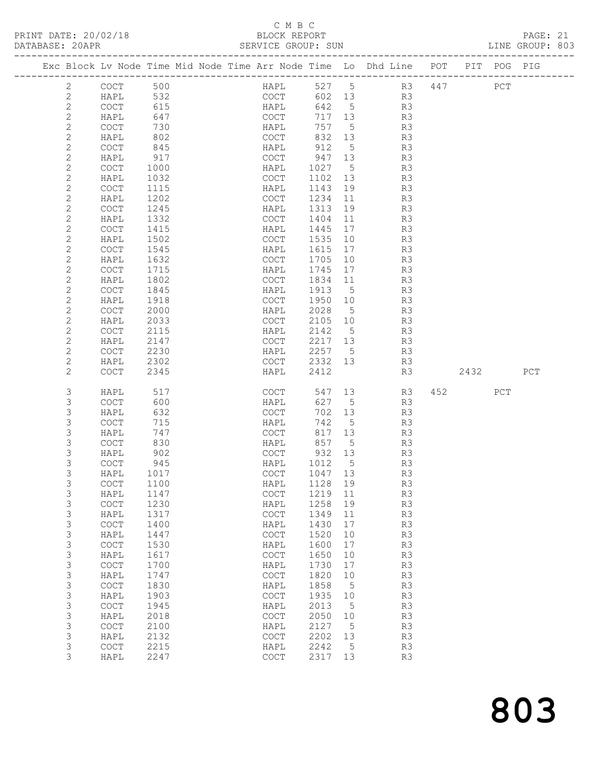C M B C

PRINT DATE: 20/02/18 BLOCK REPORT PAGE: 21
DATABASE: 20APR SERVICE GROUP: SUN LINE GROUP: 803

| Exc | Block | Lv | Node | Time | Mid Node | Time | Arr Node | Time | Lo | Dhd Line | POT | PIT | POG | PIG |
|---|---|---|---|---|---|---|---|---|---|---|---|---|---|---|
| | 2 | | COCT | 500 | | | HAPL | 527 | 5 | R3 | 447 | | PCT | |
| | 2 | | HAPL | 532 | | | COCT | 602 | 13 | R3 | | | | |
| | 2 | | COCT | 615 | | | HAPL | 642 | 5 | R3 | | | | |
| | 2 | | HAPL | 647 | | | COCT | 717 | 13 | R3 | | | | |
| | 2 | | COCT | 730 | | | HAPL | 757 | 5 | R3 | | | | |
| | 2 | | HAPL | 802 | | | COCT | 832 | 13 | R3 | | | | |
| | 2 | | COCT | 845 | | | HAPL | 912 | 5 | R3 | | | | |
| | 2 | | HAPL | 917 | | | COCT | 947 | 13 | R3 | | | | |
| | 2 | | COCT | 1000 | | | HAPL | 1027 | 5 | R3 | | | | |
| | 2 | | HAPL | 1032 | | | COCT | 1102 | 13 | R3 | | | | |
| | 2 | | COCT | 1115 | | | HAPL | 1143 | 19 | R3 | | | | |
| | 2 | | HAPL | 1202 | | | COCT | 1234 | 11 | R3 | | | | |
| | 2 | | COCT | 1245 | | | HAPL | 1313 | 19 | R3 | | | | |
| | 2 | | HAPL | 1332 | | | COCT | 1404 | 11 | R3 | | | | |
| | 2 | | COCT | 1415 | | | HAPL | 1445 | 17 | R3 | | | | |
| | 2 | | HAPL | 1502 | | | COCT | 1535 | 10 | R3 | | | | |
| | 2 | | COCT | 1545 | | | HAPL | 1615 | 17 | R3 | | | | |
| | 2 | | HAPL | 1632 | | | COCT | 1705 | 10 | R3 | | | | |
| | 2 | | COCT | 1715 | | | HAPL | 1745 | 17 | R3 | | | | |
| | 2 | | HAPL | 1802 | | | COCT | 1834 | 11 | R3 | | | | |
| | 2 | | COCT | 1845 | | | HAPL | 1913 | 5 | R3 | | | | |
| | 2 | | HAPL | 1918 | | | COCT | 1950 | 10 | R3 | | | | |
| | 2 | | COCT | 2000 | | | HAPL | 2028 | 5 | R3 | | | | |
| | 2 | | HAPL | 2033 | | | COCT | 2105 | 10 | R3 | | | | |
| | 2 | | COCT | 2115 | | | HAPL | 2142 | 5 | R3 | | | | |
| | 2 | | HAPL | 2147 | | | COCT | 2217 | 13 | R3 | | | | |
| | 2 | | COCT | 2230 | | | HAPL | 2257 | 5 | R3 | | | | |
| | 2 | | HAPL | 2302 | | | COCT | 2332 | 13 | R3 | | | | |
| | 2 | | COCT | 2345 | | | HAPL | 2412 | | R3 | | 2432 | | PCT |
| | 3 | | HAPL | 517 | | | COCT | 547 | 13 | R3 | 452 | | PCT | |
| | 3 | | COCT | 600 | | | HAPL | 627 | 5 | R3 | | | | |
| | 3 | | HAPL | 632 | | | COCT | 702 | 13 | R3 | | | | |
| | 3 | | COCT | 715 | | | HAPL | 742 | 5 | R3 | | | | |
| | 3 | | HAPL | 747 | | | COCT | 817 | 13 | R3 | | | | |
| | 3 | | COCT | 830 | | | HAPL | 857 | 5 | R3 | | | | |
| | 3 | | HAPL | 902 | | | COCT | 932 | 13 | R3 | | | | |
| | 3 | | COCT | 945 | | | HAPL | 1012 | 5 | R3 | | | | |
| | 3 | | HAPL | 1017 | | | COCT | 1047 | 13 | R3 | | | | |
| | 3 | | COCT | 1100 | | | HAPL | 1128 | 19 | R3 | | | | |
| | 3 | | HAPL | 1147 | | | COCT | 1219 | 11 | R3 | | | | |
| | 3 | | COCT | 1230 | | | HAPL | 1258 | 19 | R3 | | | | |
| | 3 | | HAPL | 1317 | | | COCT | 1349 | 11 | R3 | | | | |
| | 3 | | COCT | 1400 | | | HAPL | 1430 | 17 | R3 | | | | |
| | 3 | | HAPL | 1447 | | | COCT | 1520 | 10 | R3 | | | | |
| | 3 | | COCT | 1530 | | | HAPL | 1600 | 17 | R3 | | | | |
| | 3 | | HAPL | 1617 | | | COCT | 1650 | 10 | R3 | | | | |
| | 3 | | COCT | 1700 | | | HAPL | 1730 | 17 | R3 | | | | |
| | 3 | | HAPL | 1747 | | | COCT | 1820 | 10 | R3 | | | | |
| | 3 | | COCT | 1830 | | | HAPL | 1858 | 5 | R3 | | | | |
| | 3 | | HAPL | 1903 | | | COCT | 1935 | 10 | R3 | | | | |
| | 3 | | COCT | 1945 | | | HAPL | 2013 | 5 | R3 | | | | |
| | 3 | | HAPL | 2018 | | | COCT | 2050 | 10 | R3 | | | | |
| | 3 | | COCT | 2100 | | | HAPL | 2127 | 5 | R3 | | | | |
| | 3 | | HAPL | 2132 | | | COCT | 2202 | 13 | R3 | | | | |
| | 3 | | COCT | 2215 | | | HAPL | 2242 | 5 | R3 | | | | |
| | 3 | | HAPL | 2247 | | | COCT | 2317 | 13 | R3 | | | | |

803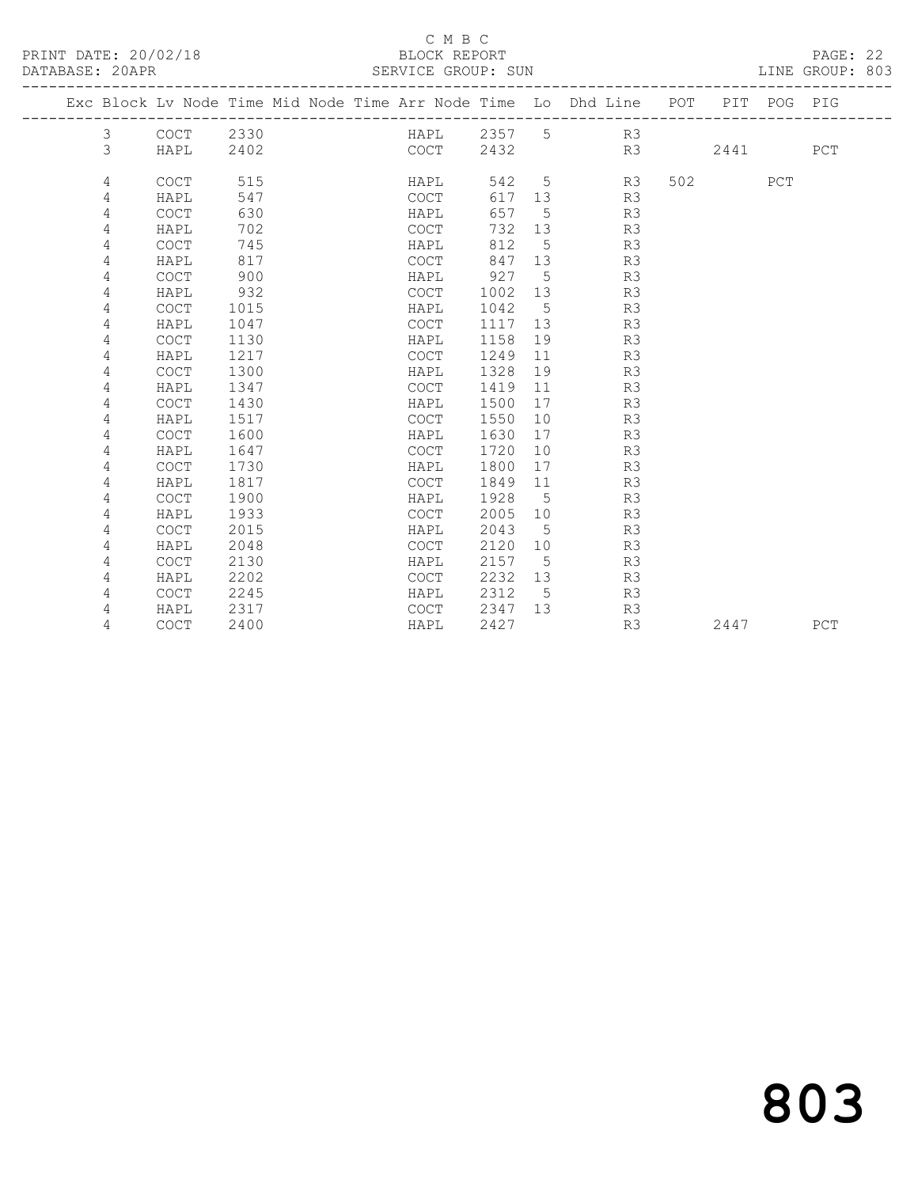C M B C

PRINT DATE: 20/02/18 BLOCK REPORT

DATABASE: 20APR SERVICE GROUP: SUN LINE GROUP: 803

| Exc | Block | Lv Node | Time | Mid Node | Time | Arr Node | Time | Lo | Dhd Line | POT | PIT | POG | PIG |
|---|---|---|---|---|---|---|---|---|---|---|---|---|---|
| | 3 | COCT | 2330 | | | HAPL | 2357 | 5 | R3 | | | | |
| | 3 | HAPL | 2402 | | | COCT | 2432 | | R3 | | 2441 | | PCT |
| | 4 | COCT | 515 | | | HAPL | 542 | 5 | R3 | 502 | | PCT | |
| | 4 | HAPL | 547 | | | COCT | 617 | 13 | R3 | | | | |
| | 4 | COCT | 630 | | | HAPL | 657 | 5 | R3 | | | | |
| | 4 | HAPL | 702 | | | COCT | 732 | 13 | R3 | | | | |
| | 4 | COCT | 745 | | | HAPL | 812 | 5 | R3 | | | | |
| | 4 | HAPL | 817 | | | COCT | 847 | 13 | R3 | | | | |
| | 4 | COCT | 900 | | | HAPL | 927 | 5 | R3 | | | | |
| | 4 | HAPL | 932 | | | COCT | 1002 | 13 | R3 | | | | |
| | 4 | COCT | 1015 | | | HAPL | 1042 | 5 | R3 | | | | |
| | 4 | HAPL | 1047 | | | COCT | 1117 | 13 | R3 | | | | |
| | 4 | COCT | 1130 | | | HAPL | 1158 | 19 | R3 | | | | |
| | 4 | HAPL | 1217 | | | COCT | 1249 | 11 | R3 | | | | |
| | 4 | COCT | 1300 | | | HAPL | 1328 | 19 | R3 | | | | |
| | 4 | HAPL | 1347 | | | COCT | 1419 | 11 | R3 | | | | |
| | 4 | COCT | 1430 | | | HAPL | 1500 | 17 | R3 | | | | |
| | 4 | HAPL | 1517 | | | COCT | 1550 | 10 | R3 | | | | |
| | 4 | COCT | 1600 | | | HAPL | 1630 | 17 | R3 | | | | |
| | 4 | HAPL | 1647 | | | COCT | 1720 | 10 | R3 | | | | |
| | 4 | COCT | 1730 | | | HAPL | 1800 | 17 | R3 | | | | |
| | 4 | HAPL | 1817 | | | COCT | 1849 | 11 | R3 | | | | |
| | 4 | COCT | 1900 | | | HAPL | 1928 | 5 | R3 | | | | |
| | 4 | HAPL | 1933 | | | COCT | 2005 | 10 | R3 | | | | |
| | 4 | COCT | 2015 | | | HAPL | 2043 | 5 | R3 | | | | |
| | 4 | HAPL | 2048 | | | COCT | 2120 | 10 | R3 | | | | |
| | 4 | COCT | 2130 | | | HAPL | 2157 | 5 | R3 | | | | |
| | 4 | HAPL | 2202 | | | COCT | 2232 | 13 | R3 | | | | |
| | 4 | COCT | 2245 | | | HAPL | 2312 | 5 | R3 | | | | |
| | 4 | HAPL | 2317 | | | COCT | 2347 | 13 | R3 | | | | |
| | 4 | COCT | 2400 | | | HAPL | 2427 | | R3 | | 2447 | | PCT |

803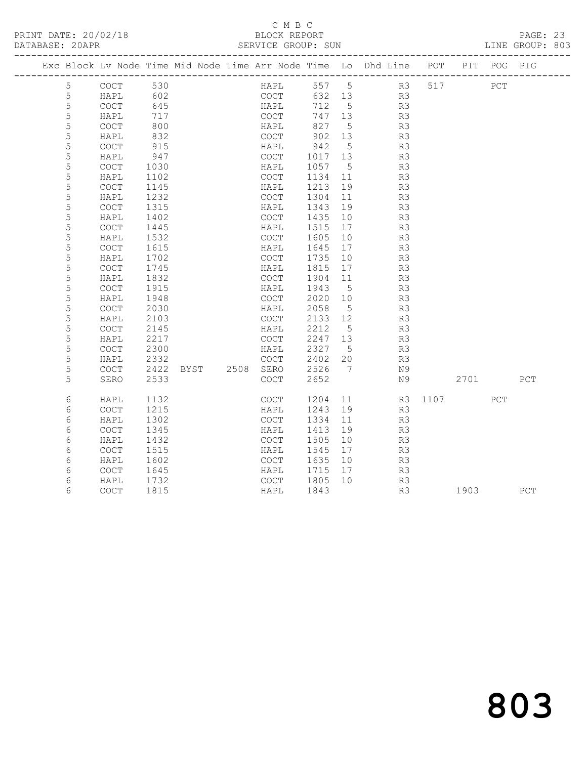C M B C

PRINT DATE: 20/02/18 BLOCK REPORT

DATABASE: 20APR SERVICE GROUP: SUN LINE GROUP: 803

| Exc | Block | Lv Node | Time | Mid Node | Time | Arr Node | Time | Lo | Dhd Line | POT | PIT | POG | PIG |
|---|---|---|---|---|---|---|---|---|---|---|---|---|---|
| | 5 | COCT | 530 | | | HAPL | 557 | 5 | R3 | 517 | | PCT | |
| | 5 | HAPL | 602 | | | COCT | 632 | 13 | R3 | | | | |
| | 5 | COCT | 645 | | | HAPL | 712 | 5 | R3 | | | | |
| | 5 | HAPL | 717 | | | COCT | 747 | 13 | R3 | | | | |
| | 5 | COCT | 800 | | | HAPL | 827 | 5 | R3 | | | | |
| | 5 | HAPL | 832 | | | COCT | 902 | 13 | R3 | | | | |
| | 5 | COCT | 915 | | | HAPL | 942 | 5 | R3 | | | | |
| | 5 | HAPL | 947 | | | COCT | 1017 | 13 | R3 | | | | |
| | 5 | COCT | 1030 | | | HAPL | 1057 | 5 | R3 | | | | |
| | 5 | HAPL | 1102 | | | COCT | 1134 | 11 | R3 | | | | |
| | 5 | COCT | 1145 | | | HAPL | 1213 | 19 | R3 | | | | |
| | 5 | HAPL | 1232 | | | COCT | 1304 | 11 | R3 | | | | |
| | 5 | COCT | 1315 | | | HAPL | 1343 | 19 | R3 | | | | |
| | 5 | HAPL | 1402 | | | COCT | 1435 | 10 | R3 | | | | |
| | 5 | COCT | 1445 | | | HAPL | 1515 | 17 | R3 | | | | |
| | 5 | HAPL | 1532 | | | COCT | 1605 | 10 | R3 | | | | |
| | 5 | COCT | 1615 | | | HAPL | 1645 | 17 | R3 | | | | |
| | 5 | HAPL | 1702 | | | COCT | 1735 | 10 | R3 | | | | |
| | 5 | COCT | 1745 | | | HAPL | 1815 | 17 | R3 | | | | |
| | 5 | HAPL | 1832 | | | COCT | 1904 | 11 | R3 | | | | |
| | 5 | COCT | 1915 | | | HAPL | 1943 | 5 | R3 | | | | |
| | 5 | HAPL | 1948 | | | COCT | 2020 | 10 | R3 | | | | |
| | 5 | COCT | 2030 | | | HAPL | 2058 | 5 | R3 | | | | |
| | 5 | HAPL | 2103 | | | COCT | 2133 | 12 | R3 | | | | |
| | 5 | COCT | 2145 | | | HAPL | 2212 | 5 | R3 | | | | |
| | 5 | HAPL | 2217 | | | COCT | 2247 | 13 | R3 | | | | |
| | 5 | COCT | 2300 | | | HAPL | 2327 | 5 | R3 | | | | |
| | 5 | HAPL | 2332 | | | COCT | 2402 | 20 | R3 | | | | |
| | 5 | COCT | 2422 | BYST | 2508 | SERO | 2526 | 7 | N9 | | | | |
| | 5 | SERO | 2533 | | | COCT | 2652 | | N9 | | 2701 | | PCT |
| | 6 | HAPL | 1132 | | | COCT | 1204 | 11 | R3 | 1107 | | PCT | |
| | 6 | COCT | 1215 | | | HAPL | 1243 | 19 | R3 | | | | |
| | 6 | HAPL | 1302 | | | COCT | 1334 | 11 | R3 | | | | |
| | 6 | COCT | 1345 | | | HAPL | 1413 | 19 | R3 | | | | |
| | 6 | HAPL | 1432 | | | COCT | 1505 | 10 | R3 | | | | |
| | 6 | COCT | 1515 | | | HAPL | 1545 | 17 | R3 | | | | |
| | 6 | HAPL | 1602 | | | COCT | 1635 | 10 | R3 | | | | |
| | 6 | COCT | 1645 | | | HAPL | 1715 | 17 | R3 | | | | |
| | 6 | HAPL | 1732 | | | COCT | 1805 | 10 | R3 | | | | |
| | 6 | COCT | 1815 | | | HAPL | 1843 | | R3 | | 1903 | | PCT |

803